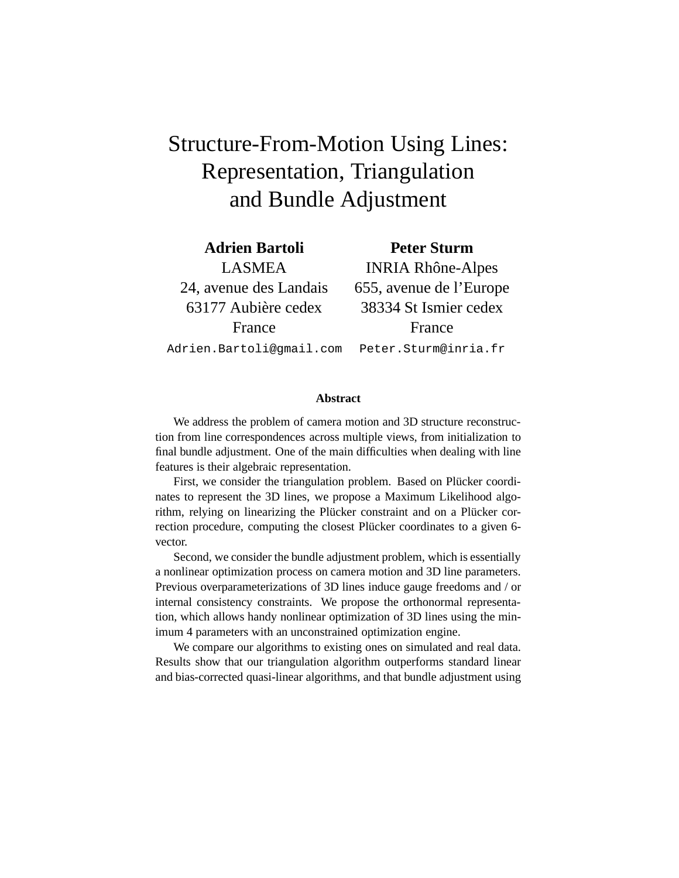# Structure-From-Motion Using Lines: Representation, Triangulation and Bundle Adjustment

**Adrien Bartoli**
LASMEA
24, avenue des Landais
63177 Aubière cedex
France
`Adrien.Bartoli@gmail.com`

**Peter Sturm**
INRIA Rhône-Alpes
655, avenue de l'Europe
38334 St Ismier cedex
France
`Peter.Sturm@inria.fr`

### Abstract

We address the problem of camera motion and 3D structure reconstruction from line correspondences across multiple views, from initialization to final bundle adjustment. One of the main difficulties when dealing with line features is their algebraic representation.

First, we consider the triangulation problem. Based on Plücker coordinates to represent the 3D lines, we propose a Maximum Likelihood algorithm, relying on linearizing the Plücker constraint and on a Plücker correction procedure, computing the closest Plücker coordinates to a given 6-vector.

Second, we consider the bundle adjustment problem, which is essentially a nonlinear optimization process on camera motion and 3D line parameters. Previous overparameterizations of 3D lines induce gauge freedoms and / or internal consistency constraints. We propose the orthonormal representation, which allows handy nonlinear optimization of 3D lines using the minimum 4 parameters with an unconstrained optimization engine.

We compare our algorithms to existing ones on simulated and real data. Results show that our triangulation algorithm outperforms standard linear and bias-corrected quasi-linear algorithms, and that bundle adjustment using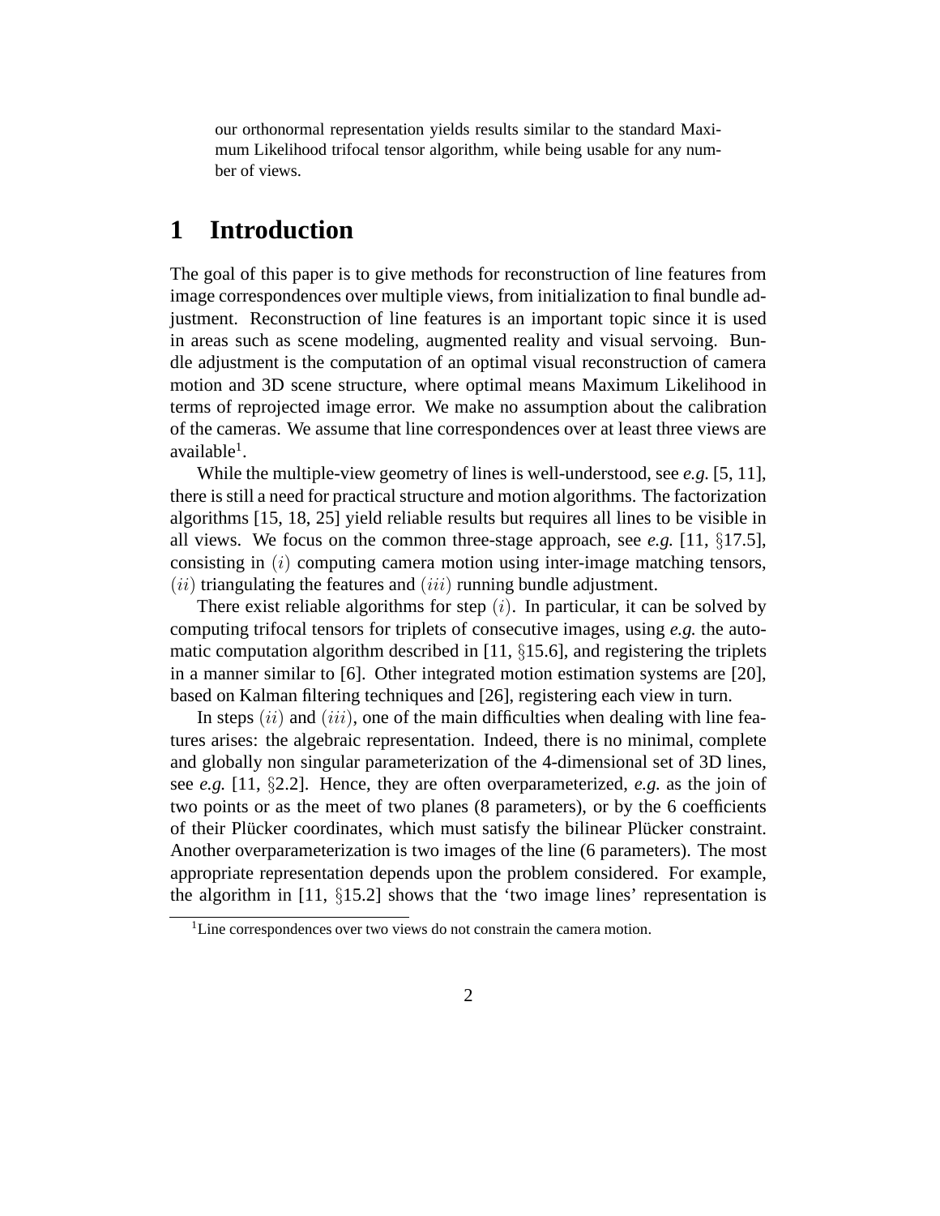our orthonormal representation yields results similar to the standard Maximum Likelihood trifocal tensor algorithm, while being usable for any number of views.

# 1 Introduction

The goal of this paper is to give methods for reconstruction of line features from image correspondences over multiple views, from initialization to final bundle adjustment. Reconstruction of line features is an important topic since it is used in areas such as scene modeling, augmented reality and visual servoing. Bundle adjustment is the computation of an optimal visual reconstruction of camera motion and 3D scene structure, where optimal means Maximum Likelihood in terms of reprojected image error. We make no assumption about the calibration of the cameras. We assume that line correspondences over at least three views are available[1].

While the multiple-view geometry of lines is well-understood, see *e.g.* [5, 11], there is still a need for practical structure and motion algorithms. The factorization algorithms [15, 18, 25] yield reliable results but requires all lines to be visible in all views. We focus on the common three-stage approach, see *e.g.* [11, §17.5], consisting in $(i)$ computing camera motion using inter-image matching tensors, $(ii)$ triangulating the features and $(iii)$ running bundle adjustment.

There exist reliable algorithms for step $(i)$. In particular, it can be solved by computing trifocal tensors for triplets of consecutive images, using *e.g.* the automatic computation algorithm described in [11, §15.6], and registering the triplets in a manner similar to [6]. Other integrated motion estimation systems are [20], based on Kalman filtering techniques and [26], registering each view in turn.

In steps $(ii)$ and $(iii)$, one of the main difficulties when dealing with line features arises: the algebraic representation. Indeed, there is no minimal, complete and globally non singular parameterization of the 4-dimensional set of 3D lines, see *e.g.* [11, §2.2]. Hence, they are often overparameterized, *e.g.* as the join of two points or as the meet of two planes (8 parameters), or by the 6 coefficients of their Plücker coordinates, which must satisfy the bilinear Plücker constraint. Another overparameterization is two images of the line (6 parameters). The most appropriate representation depends upon the problem considered. For example, the algorithm in [11, §15.2] shows that the 'two image lines' representation is

[1] Line correspondences over two views do not constrain the camera motion.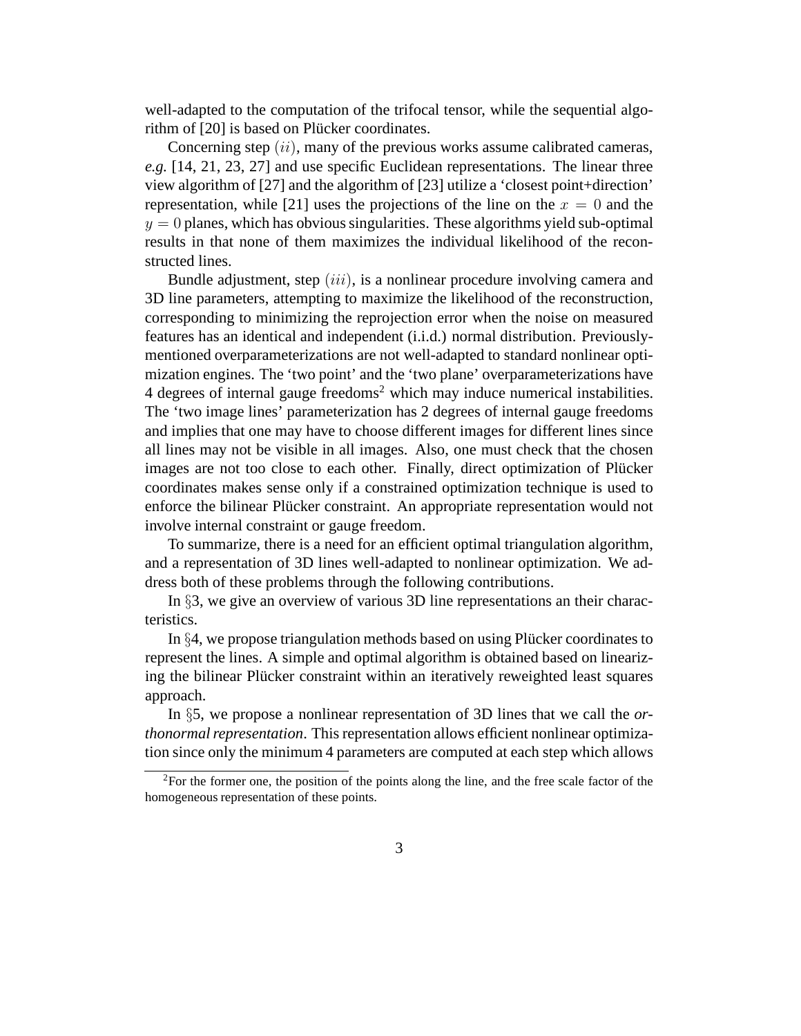well-adapted to the computation of the trifocal tensor, while the sequential algorithm of [20] is based on Plücker coordinates.

Concerning step $(ii)$, many of the previous works assume calibrated cameras, *e.g.* [14, 21, 23, 27] and use specific Euclidean representations. The linear three view algorithm of [27] and the algorithm of [23] utilize a 'closest point+direction' representation, while [21] uses the projections of the line on the $x = 0$ and the $y = 0$ planes, which has obvious singularities. These algorithms yield sub-optimal results in that none of them maximizes the individual likelihood of the reconstructed lines.

Bundle adjustment, step $(iii)$, is a nonlinear procedure involving camera and 3D line parameters, attempting to maximize the likelihood of the reconstruction, corresponding to minimizing the reprojection error when the noise on measured features has an identical and independent (i.i.d.) normal distribution. Previously-mentioned overparameterizations are not well-adapted to standard nonlinear optimization engines. The 'two point' and the 'two plane' overparameterizations have 4 degrees of internal gauge freedoms[2] which may induce numerical instabilities. The 'two image lines' parameterization has 2 degrees of internal gauge freedoms and implies that one may have to choose different images for different lines since all lines may not be visible in all images. Also, one must check that the chosen images are not too close to each other. Finally, direct optimization of Plücker coordinates makes sense only if a constrained optimization technique is used to enforce the bilinear Plücker constraint. An appropriate representation would not involve internal constraint or gauge freedom.

To summarize, there is a need for an efficient optimal triangulation algorithm, and a representation of 3D lines well-adapted to nonlinear optimization. We address both of these problems through the following contributions.

In §3, we give an overview of various 3D line representations an their characteristics.

In §4, we propose triangulation methods based on using Plücker coordinates to represent the lines. A simple and optimal algorithm is obtained based on linearizing the bilinear Plücker constraint within an iteratively reweighted least squares approach.

In §5, we propose a nonlinear representation of 3D lines that we call the *orthonormal representation*. This representation allows efficient nonlinear optimization since only the minimum 4 parameters are computed at each step which allows

[2] For the former one, the position of the points along the line, and the free scale factor of the homogeneous representation of these points.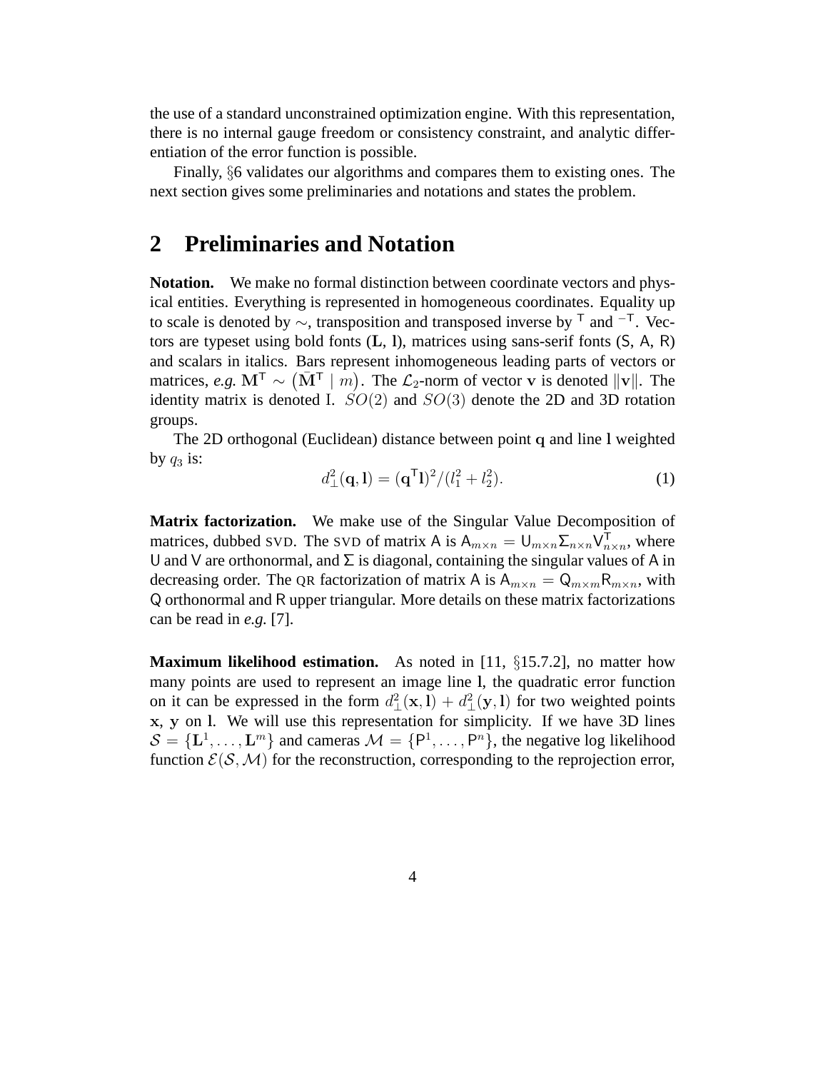the use of a standard unconstrained optimization engine. With this representation, there is no internal gauge freedom or consistency constraint, and analytic differentiation of the error function is possible.

Finally, §6 validates our algorithms and compares them to existing ones. The next section gives some preliminaries and notations and states the problem.

## 2 Preliminaries and Notation

**Notation.** We make no formal distinction between coordinate vectors and physical entities. Everything is represented in homogeneous coordinates. Equality up to scale is denoted by $\sim$, transposition and transposed inverse by $^\mathsf{T}$ and $^{-\mathsf{T}}$. Vectors are typeset using bold fonts ($\mathbf{L}$, $\mathbf{l}$), matrices using sans-serif fonts ($\mathsf{S}$, $\mathsf{A}$, $\mathsf{R}$) and scalars in italics. Bars represent inhomogeneous leading parts of vectors or matrices, *e.g.* $\mathbf{M}^\mathsf{T} \sim \left(\bar{\mathbf{M}}^\mathsf{T} \mid m\right)$. The $\mathcal{L}_2$-norm of vector $\mathbf{v}$ is denoted $\|\mathbf{v}\|$. The identity matrix is denoted I. $SO(2)$ and $SO(3)$ denote the 2D and 3D rotation groups.

The 2D orthogonal (Euclidean) distance between point $\mathbf{q}$ and line $\mathbf{l}$ weighted by $q_3$ is:

$$d_\perp^2(\mathbf{q}, \mathbf{l}) = (\mathbf{q}^\mathsf{T}\mathbf{l})^2/(l_1^2 + l_2^2). \tag{1}$$

**Matrix factorization.** We make use of the Singular Value Decomposition of matrices, dubbed SVD. The SVD of matrix $\mathsf{A}$ is $\mathsf{A}_{m\times n} = \mathsf{U}_{m\times n}\Sigma_{n\times n}\mathsf{V}_{n\times n}^\mathsf{T}$, where $\mathsf{U}$ and $\mathsf{V}$ are orthonormal, and $\Sigma$ is diagonal, containing the singular values of $\mathsf{A}$ in decreasing order. The QR factorization of matrix $\mathsf{A}$ is $\mathsf{A}_{m\times n} = \mathsf{Q}_{m\times m}\mathsf{R}_{m\times n}$, with $\mathsf{Q}$ orthonormal and $\mathsf{R}$ upper triangular. More details on these matrix factorizations can be read in *e.g.* [7].

**Maximum likelihood estimation.** As noted in [11, §15.7.2], no matter how many points are used to represent an image line $\mathbf{l}$, the quadratic error function on it can be expressed in the form $d_\perp^2(\mathbf{x}, \mathbf{l}) + d_\perp^2(\mathbf{y}, \mathbf{l})$ for two weighted points $\mathbf{x}$, $\mathbf{y}$ on $\mathbf{l}$. We will use this representation for simplicity. If we have 3D lines $\mathcal{S} = \{\mathbf{L}^1, \ldots, \mathbf{L}^m\}$ and cameras $\mathcal{M} = \{\mathsf{P}^1, \ldots, \mathsf{P}^n\}$, the negative log likelihood function $\mathcal{E}(\mathcal{S}, \mathcal{M})$ for the reconstruction, corresponding to the reprojection error,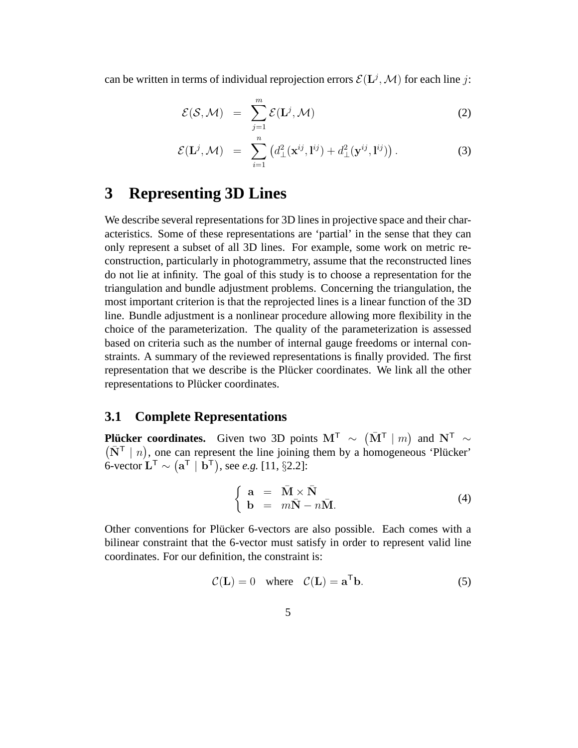can be written in terms of individual reprojection errors $\mathcal{E}(\mathbf{L}^j, \mathcal{M})$ for each line $j$:

$$\mathcal{E}(\mathcal{S}, \mathcal{M}) = \sum_{j=1}^{m} \mathcal{E}(\mathbf{L}^j, \mathcal{M}) \tag{2}$$

$$\mathcal{E}(\mathbf{L}^j, \mathcal{M}) = \sum_{i=1}^{n} \left( d_\perp^2(\mathbf{x}^{ij}, \mathbf{l}^{ij}) + d_\perp^2(\mathbf{y}^{ij}, \mathbf{l}^{ij}) \right). \tag{3}$$

# 3 Representing 3D Lines

We describe several representations for 3D lines in projective space and their characteristics. Some of these representations are 'partial' in the sense that they can only represent a subset of all 3D lines. For example, some work on metric reconstruction, particularly in photogrammetry, assume that the reconstructed lines do not lie at infinity. The goal of this study is to choose a representation for the triangulation and bundle adjustment problems. Concerning the triangulation, the most important criterion is that the reprojected lines is a linear function of the 3D line. Bundle adjustment is a nonlinear procedure allowing more flexibility in the choice of the parameterization. The quality of the parameterization is assessed based on criteria such as the number of internal gauge freedoms or internal constraints. A summary of the reviewed representations is finally provided. The first representation that we describe is the Plücker coordinates. We link all the other representations to Plücker coordinates.

## 3.1 Complete Representations

**Plücker coordinates.** Given two 3D points $\mathbf{M}^\mathsf{T} \sim \left( \bar{\mathbf{M}}^\mathsf{T} \mid m \right)$ and $\mathbf{N}^\mathsf{T} \sim \left( \bar{\mathbf{N}}^\mathsf{T} \mid n \right)$, one can represent the line joining them by a homogeneous 'Plücker' 6-vector $\mathbf{L}^\mathsf{T} \sim \left( \mathbf{a}^\mathsf{T} \mid \mathbf{b}^\mathsf{T} \right)$, see *e.g.* [11, §2.2]:

$$\begin{cases} \mathbf{a} = \bar{\mathbf{M}} \times \bar{\mathbf{N}} \\ \mathbf{b} = m\bar{\mathbf{N}} - n\bar{\mathbf{M}}. \end{cases} \tag{4}$$

Other conventions for Plücker 6-vectors are also possible. Each comes with a bilinear constraint that the 6-vector must satisfy in order to represent valid line coordinates. For our definition, the constraint is:

$$\mathcal{C}(\mathbf{L}) = 0 \quad \text{where} \quad \mathcal{C}(\mathbf{L}) = \mathbf{a}^\mathsf{T}\mathbf{b}. \tag{5}$$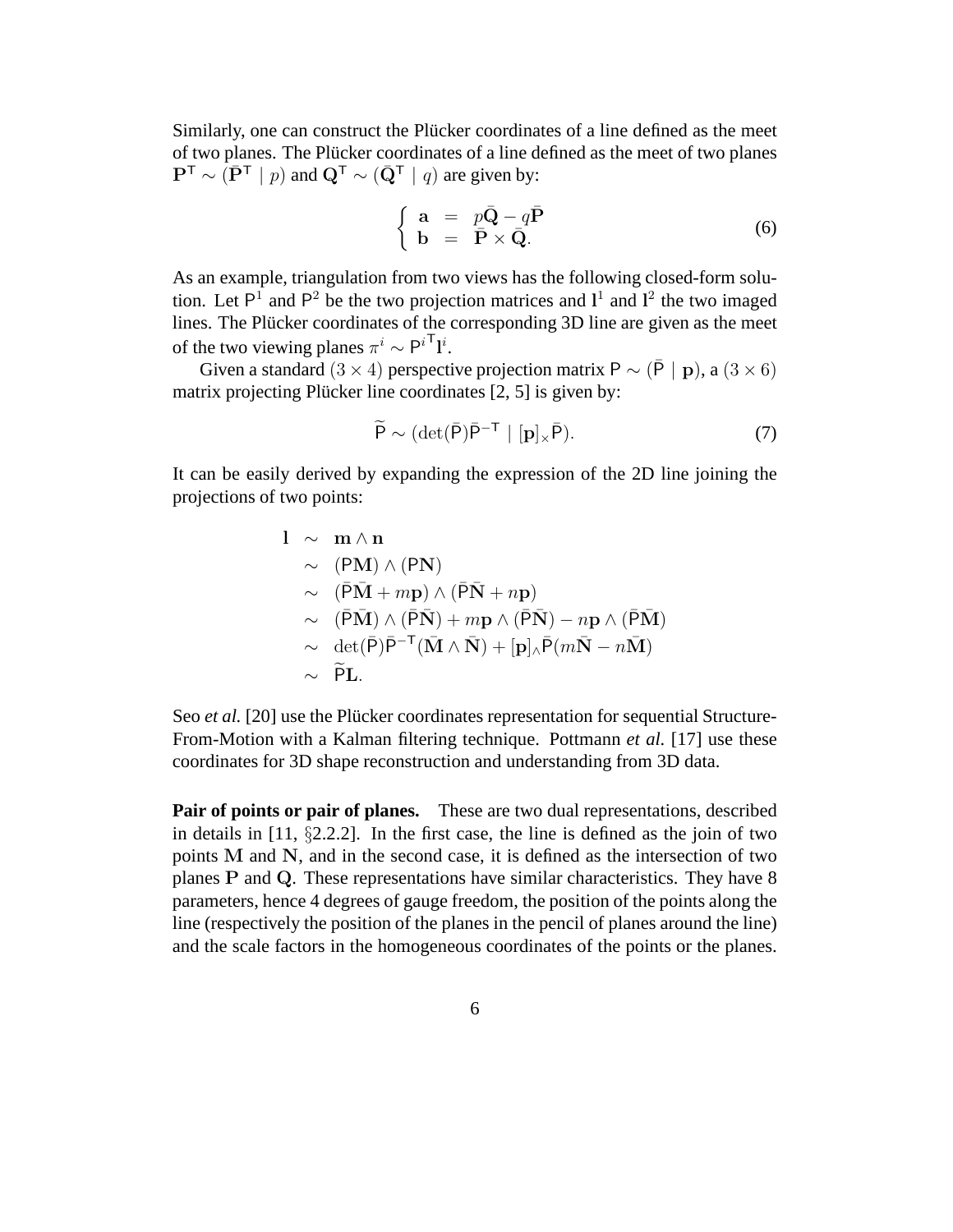Similarly, one can construct the Plücker coordinates of a line defined as the meet of two planes. The Plücker coordinates of a line defined as the meet of two planes $\mathbf{P}^\mathsf{T} \sim (\bar{\mathbf{P}}^\mathsf{T} \mid p)$ and $\mathbf{Q}^\mathsf{T} \sim (\bar{\mathbf{Q}}^\mathsf{T} \mid q)$ are given by:

$$\left\{ \begin{array}{lcl} \mathbf{a} & = & p\bar{\mathbf{Q}} - q\bar{\mathbf{P}} \\ \mathbf{b} & = & \bar{\mathbf{P}} \times \bar{\mathbf{Q}}. \end{array} \right. \tag{6}$$

As an example, triangulation from two views has the following closed-form solution. Let $\mathsf{P}^1$ and $\mathsf{P}^2$ be the two projection matrices and $\mathbf{l}^1$ and $\mathbf{l}^2$ the two imaged lines. The Plücker coordinates of the corresponding 3D line are given as the meet of the two viewing planes $\pi^i \sim \mathsf{P}^{i\mathsf{T}}\mathbf{l}^i$.

Given a standard $(3 \times 4)$ perspective projection matrix $\mathsf{P} \sim (\bar{\mathsf{P}} \mid \mathbf{p})$, a $(3 \times 6)$ matrix projecting Plücker line coordinates [2, 5] is given by:

$$\widetilde{\mathsf{P}} \sim (\det(\bar{\mathsf{P}})\bar{\mathsf{P}}^{-\mathsf{T}} \mid [\mathbf{p}]_\times \bar{\mathsf{P}}). \tag{7}$$

It can be easily derived by expanding the expression of the 2D line joining the projections of two points:

$$\begin{array}{lcl} \mathbf{l} & \sim & \mathbf{m} \wedge \mathbf{n} \\ & \sim & (\mathsf{P}\mathbf{M}) \wedge (\mathsf{P}\mathbf{N}) \\ & \sim & (\bar{\mathsf{P}}\bar{\mathbf{M}} + m\mathbf{p}) \wedge (\bar{\mathsf{P}}\bar{\mathbf{N}} + n\mathbf{p}) \\ & \sim & (\bar{\mathsf{P}}\bar{\mathbf{M}}) \wedge (\bar{\mathsf{P}}\bar{\mathbf{N}}) + m\mathbf{p} \wedge (\bar{\mathsf{P}}\bar{\mathbf{N}}) - n\mathbf{p} \wedge (\bar{\mathsf{P}}\bar{\mathbf{M}}) \\ & \sim & \det(\bar{\mathsf{P}})\bar{\mathsf{P}}^{-\mathsf{T}}(\bar{\mathbf{M}} \wedge \bar{\mathbf{N}}) + [\mathbf{p}]_\wedge \bar{\mathsf{P}}(m\bar{\mathbf{N}} - n\bar{\mathbf{M}}) \\ & \sim & \widetilde{\mathsf{P}}\mathbf{L}. \end{array}$$

Seo *et al.* [20] use the Plücker coordinates representation for sequential Structure-From-Motion with a Kalman filtering technique. Pottmann *et al.* [17] use these coordinates for 3D shape reconstruction and understanding from 3D data.

**Pair of points or pair of planes.** These are two dual representations, described in details in [11, §2.2.2]. In the first case, the line is defined as the join of two points $\mathbf{M}$ and $\mathbf{N}$, and in the second case, it is defined as the intersection of two planes $\mathbf{P}$ and $\mathbf{Q}$. These representations have similar characteristics. They have 8 parameters, hence 4 degrees of gauge freedom, the position of the points along the line (respectively the position of the planes in the pencil of planes around the line) and the scale factors in the homogeneous coordinates of the points or the planes.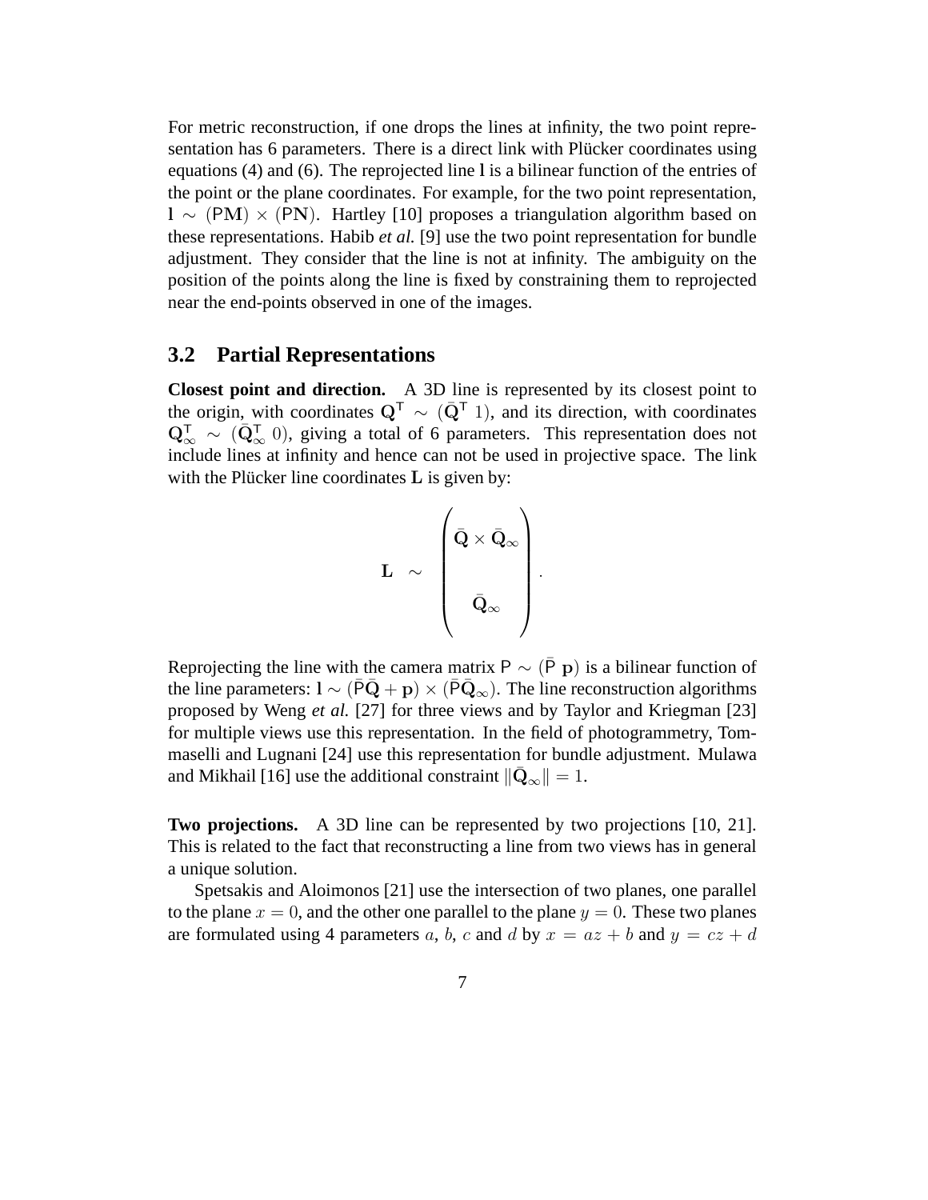For metric reconstruction, if one drops the lines at infinity, the two point representation has 6 parameters. There is a direct link with Plücker coordinates using equations (4) and (6). The reprojected line $\mathbf{l}$ is a bilinear function of the entries of the point or the plane coordinates. For example, for the two point representation, $\mathbf{l} \sim (\mathsf{P}\mathbf{M}) \times (\mathsf{P}\mathbf{N})$. Hartley [10] proposes a triangulation algorithm based on these representations. Habib *et al.* [9] use the two point representation for bundle adjustment. They consider that the line is not at infinity. The ambiguity on the position of the points along the line is fixed by constraining them to reprojected near the end-points observed in one of the images.

## 3.2 Partial Representations

**Closest point and direction.** A 3D line is represented by its closest point to the origin, with coordinates $\mathbf{Q}^\mathsf{T} \sim (\bar{\mathbf{Q}}^\mathsf{T}\ 1)$, and its direction, with coordinates $\mathbf{Q}_\infty^\mathsf{T} \sim (\bar{\mathbf{Q}}_\infty^\mathsf{T}\ 0)$, giving a total of 6 parameters. This representation does not include lines at infinity and hence can not be used in projective space. The link with the Plücker line coordinates $\mathbf{L}$ is given by:

$$\mathbf{L} \sim \begin{pmatrix} \bar{\mathbf{Q}} \times \bar{\mathbf{Q}}_\infty \\ \\ \bar{\mathbf{Q}}_\infty \end{pmatrix}.$$

Reprojecting the line with the camera matrix $\mathsf{P} \sim (\bar{\mathsf{P}}\ \mathbf{p})$ is a bilinear function of the line parameters: $\mathbf{l} \sim (\bar{\mathsf{P}}\bar{\mathbf{Q}} + \mathbf{p}) \times (\bar{\mathsf{P}}\bar{\mathbf{Q}}_\infty)$. The line reconstruction algorithms proposed by Weng *et al.* [27] for three views and by Taylor and Kriegman [23] for multiple views use this representation. In the field of photogrammetry, Tommaselli and Lugnani [24] use this representation for bundle adjustment. Mulawa and Mikhail [16] use the additional constraint $\|\bar{\mathbf{Q}}_\infty\| = 1$.

**Two projections.** A 3D line can be represented by two projections [10, 21]. This is related to the fact that reconstructing a line from two views has in general a unique solution.

Spetsakis and Aloimonos [21] use the intersection of two planes, one parallel to the plane $x = 0$, and the other one parallel to the plane $y = 0$. These two planes are formulated using 4 parameters $a$, $b$, $c$ and $d$ by $x = az + b$ and $y = cz + d$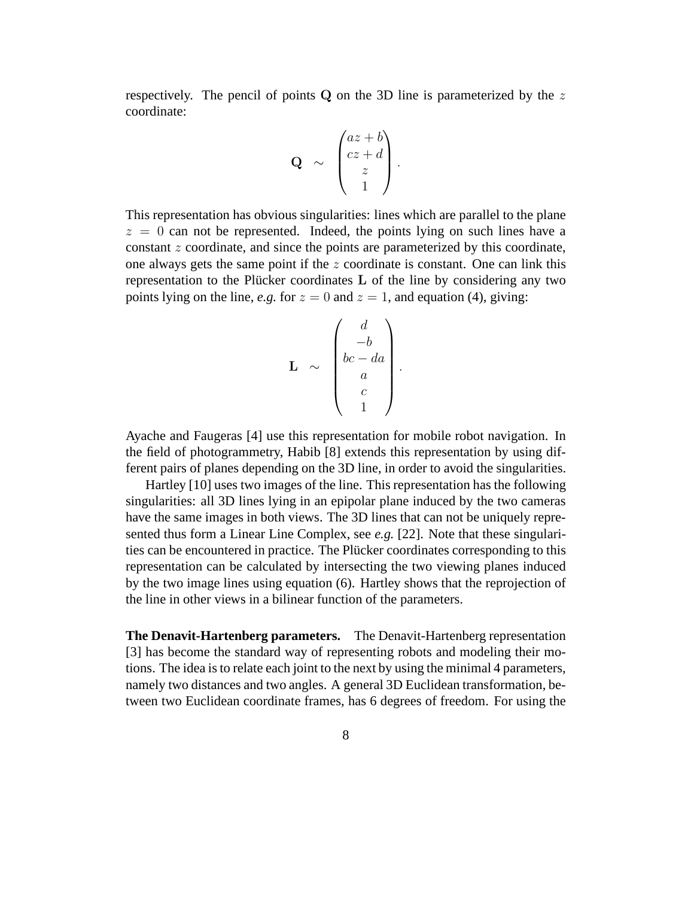respectively. The pencil of points $\mathbf{Q}$ on the 3D line is parameterized by the $z$ coordinate:

$$\mathbf{Q} \sim \begin{pmatrix} az+b \\ cz+d \\ z \\ 1 \end{pmatrix}.$$

This representation has obvious singularities: lines which are parallel to the plane $z = 0$ can not be represented. Indeed, the points lying on such lines have a constant $z$ coordinate, and since the points are parameterized by this coordinate, one always gets the same point if the $z$ coordinate is constant. One can link this representation to the Plücker coordinates $\mathbf{L}$ of the line by considering any two points lying on the line, *e.g.* for $z = 0$ and $z = 1$, and equation (4), giving:

$$\mathbf{L} \sim \begin{pmatrix} d \\ -b \\ bc - da \\ a \\ c \\ 1 \end{pmatrix}.$$

Ayache and Faugeras [4] use this representation for mobile robot navigation. In the field of photogrammetry, Habib [8] extends this representation by using different pairs of planes depending on the 3D line, in order to avoid the singularities.

Hartley [10] uses two images of the line. This representation has the following singularities: all 3D lines lying in an epipolar plane induced by the two cameras have the same images in both views. The 3D lines that can not be uniquely represented thus form a Linear Line Complex, see *e.g.* [22]. Note that these singularities can be encountered in practice. The Plücker coordinates corresponding to this representation can be calculated by intersecting the two viewing planes induced by the two image lines using equation (6). Hartley shows that the reprojection of the line in other views in a bilinear function of the parameters.

**The Denavit-Hartenberg parameters.** The Denavit-Hartenberg representation [3] has become the standard way of representing robots and modeling their motions. The idea is to relate each joint to the next by using the minimal 4 parameters, namely two distances and two angles. A general 3D Euclidean transformation, between two Euclidean coordinate frames, has 6 degrees of freedom. For using the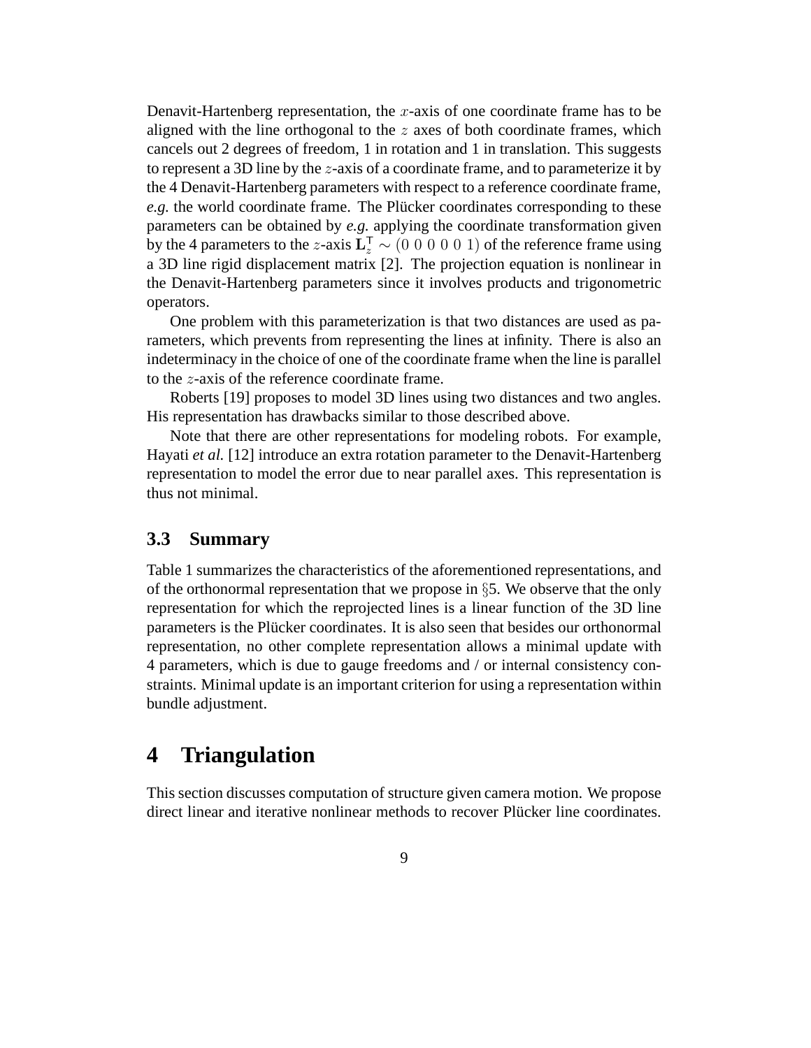Denavit-Hartenberg representation, the $x$-axis of one coordinate frame has to be aligned with the line orthogonal to the $z$ axes of both coordinate frames, which cancels out 2 degrees of freedom, 1 in rotation and 1 in translation. This suggests to represent a 3D line by the $z$-axis of a coordinate frame, and to parameterize it by the 4 Denavit-Hartenberg parameters with respect to a reference coordinate frame, *e.g.* the world coordinate frame. The Plücker coordinates corresponding to these parameters can be obtained by *e.g.* applying the coordinate transformation given by the 4 parameters to the $z$-axis $\mathbf{L}_z^\mathsf{T} \sim (0\ 0\ 0\ 0\ 0\ 1)$ of the reference frame using a 3D line rigid displacement matrix [2]. The projection equation is nonlinear in the Denavit-Hartenberg parameters since it involves products and trigonometric operators.

One problem with this parameterization is that two distances are used as parameters, which prevents from representing the lines at infinity. There is also an indeterminacy in the choice of one of the coordinate frame when the line is parallel to the $z$-axis of the reference coordinate frame.

Roberts [19] proposes to model 3D lines using two distances and two angles. His representation has drawbacks similar to those described above.

Note that there are other representations for modeling robots. For example, Hayati *et al.* [12] introduce an extra rotation parameter to the Denavit-Hartenberg representation to model the error due to near parallel axes. This representation is thus not minimal.

### 3.3 Summary

Table 1 summarizes the characteristics of the aforementioned representations, and of the orthonormal representation that we propose in §5. We observe that the only representation for which the reprojected lines is a linear function of the 3D line parameters is the Plücker coordinates. It is also seen that besides our orthonormal representation, no other complete representation allows a minimal update with 4 parameters, which is due to gauge freedoms and / or internal consistency constraints. Minimal update is an important criterion for using a representation within bundle adjustment.

## 4 Triangulation

This section discusses computation of structure given camera motion. We propose direct linear and iterative nonlinear methods to recover Plücker line coordinates.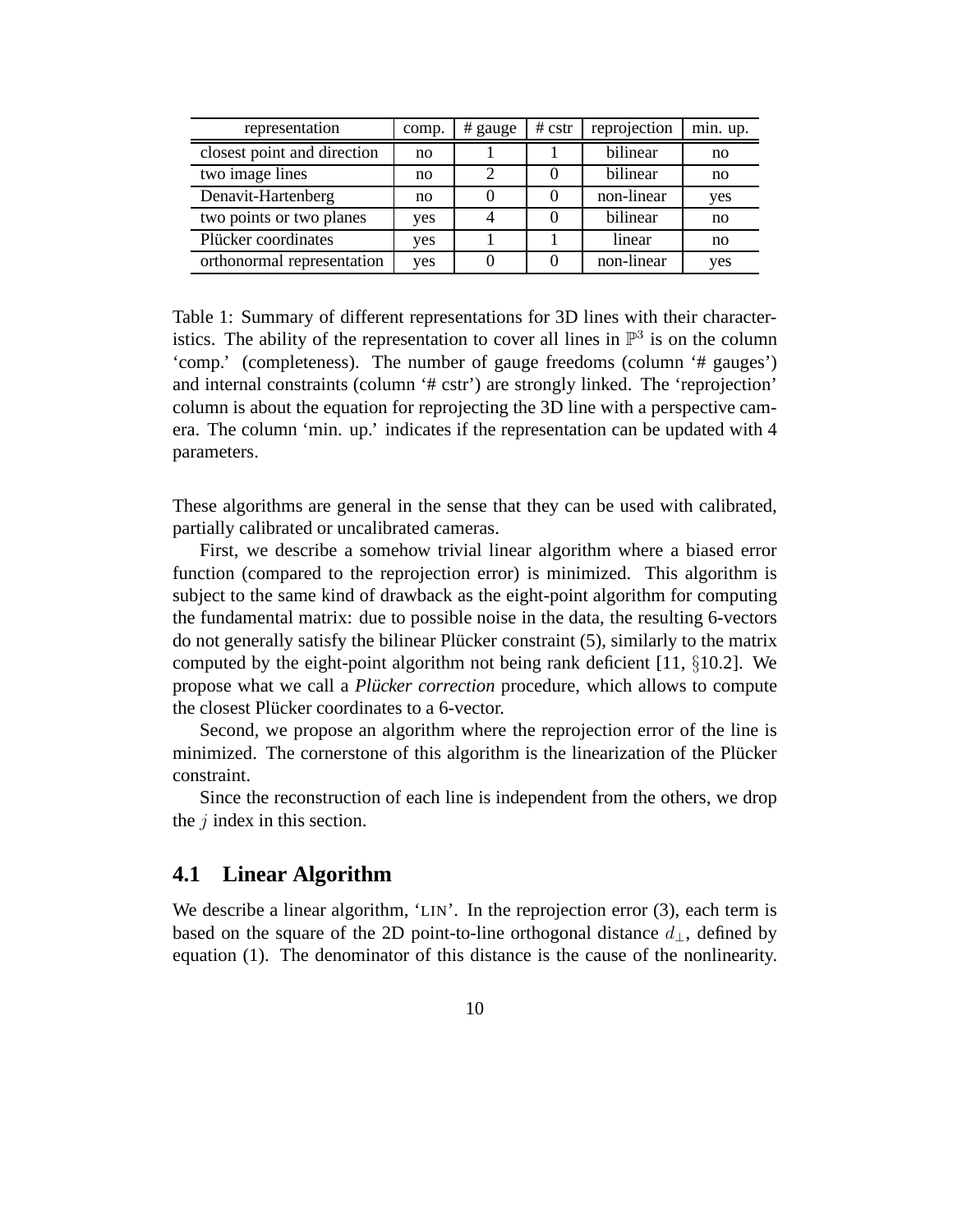| representation | comp. | # gauge | # cstr | reprojection | min. up. |
| --- | --- | --- | --- | --- | --- |
| closest point and direction | no | 1 | 1 | bilinear | no |
| two image lines | no | 2 | 0 | bilinear | no |
| Denavit-Hartenberg | no | 0 | 0 | non-linear | yes |
| two points or two planes | yes | 4 | 0 | bilinear | no |
| Plücker coordinates | yes | 1 | 1 | linear | no |
| orthonormal representation | yes | 0 | 0 | non-linear | yes |

Table 1: Summary of different representations for 3D lines with their characteristics. The ability of the representation to cover all lines in $\mathbb{P}^3$ is on the column 'comp.' (completeness). The number of gauge freedoms (column '# gauges') and internal constraints (column '# cstr') are strongly linked. The 'reprojection' column is about the equation for reprojecting the 3D line with a perspective camera. The column 'min. up.' indicates if the representation can be updated with 4 parameters.

These algorithms are general in the sense that they can be used with calibrated, partially calibrated or uncalibrated cameras.

First, we describe a somehow trivial linear algorithm where a biased error function (compared to the reprojection error) is minimized. This algorithm is subject to the same kind of drawback as the eight-point algorithm for computing the fundamental matrix: due to possible noise in the data, the resulting 6-vectors do not generally satisfy the bilinear Plücker constraint (5), similarly to the matrix computed by the eight-point algorithm not being rank deficient [11, §10.2]. We propose what we call a *Plücker correction* procedure, which allows to compute the closest Plücker coordinates to a 6-vector.

Second, we propose an algorithm where the reprojection error of the line is minimized. The cornerstone of this algorithm is the linearization of the Plücker constraint.

Since the reconstruction of each line is independent from the others, we drop the $j$ index in this section.

## 4.1 Linear Algorithm

We describe a linear algorithm, 'LIN'. In the reprojection error (3), each term is based on the square of the 2D point-to-line orthogonal distance $d_\perp$, defined by equation (1). The denominator of this distance is the cause of the nonlinearity.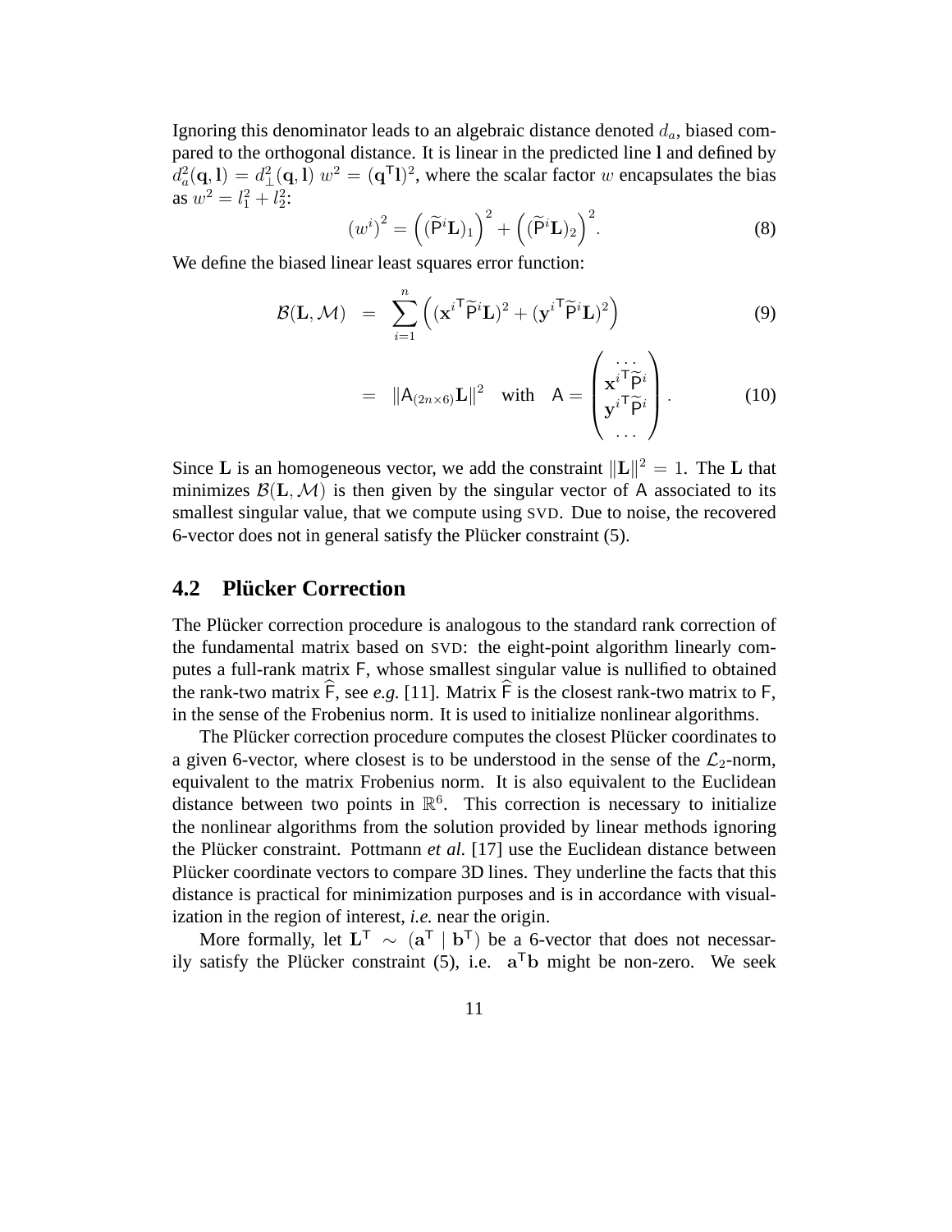Ignoring this denominator leads to an algebraic distance denoted $d_a$, biased compared to the orthogonal distance. It is linear in the predicted line $\mathbf{l}$ and defined by $d_a^2(\mathbf{q}, \mathbf{l}) = d_\perp^2(\mathbf{q}, \mathbf{l})\ w^2 = (\mathbf{q}^\mathsf{T}\mathbf{l})^2$, where the scalar factor $w$ encapsulates the bias as $w^2 = l_1^2 + l_2^2$:

$$\left(w^i\right)^2 = \left((\widetilde{\mathsf{P}}^i\mathbf{L})_1\right)^2 + \left((\widetilde{\mathsf{P}}^i\mathbf{L})_2\right)^2. \tag{8}$$

We define the biased linear least squares error function:

$$\begin{aligned}
\mathcal{B}(\mathbf{L}, \mathcal{M}) &= \sum_{i=1}^{n} \left( (\mathbf{x}^{i\mathsf{T}}\widetilde{\mathsf{P}}^i\mathbf{L})^2 + (\mathbf{y}^{i\mathsf{T}}\widetilde{\mathsf{P}}^i\mathbf{L})^2 \right) &(9)\\
&= \|\mathsf{A}_{(2n\times 6)}\mathbf{L}\|^2 \quad \text{with} \quad \mathsf{A} = \begin{pmatrix} \cdots \\ \mathbf{x}^{i\mathsf{T}}\widetilde{\mathsf{P}}^i \\ \mathbf{y}^{i\mathsf{T}}\widetilde{\mathsf{P}}^i \\ \cdots \end{pmatrix}. &(10)
\end{aligned}$$

Since $\mathbf{L}$ is an homogeneous vector, we add the constraint $\|\mathbf{L}\|^2 = 1$. The $\mathbf{L}$ that minimizes $\mathcal{B}(\mathbf{L}, \mathcal{M})$ is then given by the singular vector of $\mathsf{A}$ associated to its smallest singular value, that we compute using SVD. Due to noise, the recovered 6-vector does not in general satisfy the Plücker constraint (5).

## 4.2 Plücker Correction

The Plücker correction procedure is analogous to the standard rank correction of the fundamental matrix based on SVD: the eight-point algorithm linearly computes a full-rank matrix $\mathsf{F}$, whose smallest singular value is nullified to obtained the rank-two matrix $\widehat{\mathsf{F}}$, see *e.g.* [11]. Matrix $\widehat{\mathsf{F}}$ is the closest rank-two matrix to $\mathsf{F}$, in the sense of the Frobenius norm. It is used to initialize nonlinear algorithms.

The Plücker correction procedure computes the closest Plücker coordinates to a given 6-vector, where closest is to be understood in the sense of the $\mathcal{L}_2$-norm, equivalent to the matrix Frobenius norm. It is also equivalent to the Euclidean distance between two points in $\mathbb{R}^6$. This correction is necessary to initialize the nonlinear algorithms from the solution provided by linear methods ignoring the Plücker constraint. Pottmann *et al.* [17] use the Euclidean distance between Plücker coordinate vectors to compare 3D lines. They underline the facts that this distance is practical for minimization purposes and is in accordance with visualization in the region of interest, *i.e.* near the origin.

More formally, let $\mathbf{L}^\mathsf{T} \sim (\mathbf{a}^\mathsf{T} \mid \mathbf{b}^\mathsf{T})$ be a 6-vector that does not necessarily satisfy the Plücker constraint (5), i.e. $\mathbf{a}^\mathsf{T}\mathbf{b}$ might be non-zero. We seek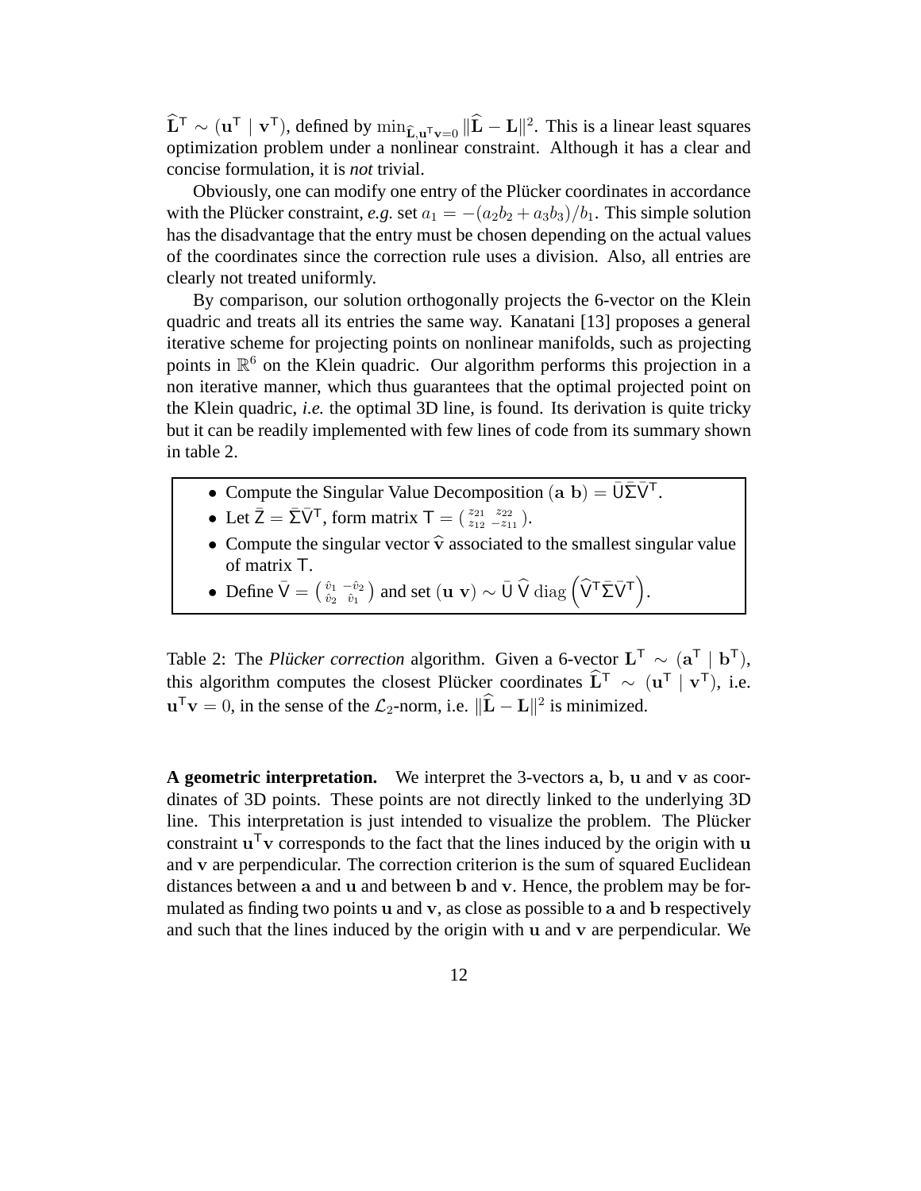$\widehat{\mathbf{L}}^{\mathsf{T}} \sim (\mathbf{u}^{\mathsf{T}} \mid \mathbf{v}^{\mathsf{T}})$, defined by $\min_{\widehat{\mathbf{L}}, \mathbf{u}^{\mathsf{T}}\mathbf{v}=0} \|\widehat{\mathbf{L}} - \mathbf{L}\|^2$. This is a linear least squares optimization problem under a nonlinear constraint. Although it has a clear and concise formulation, it is *not* trivial.

Obviously, one can modify one entry of the Plücker coordinates in accordance with the Plücker constraint, *e.g.* set $a_1 = -(a_2 b_2 + a_3 b_3)/b_1$. This simple solution has the disadvantage that the entry must be chosen depending on the actual values of the coordinates since the correction rule uses a division. Also, all entries are clearly not treated uniformly.

By comparison, our solution orthogonally projects the 6-vector on the Klein quadric and treats all its entries the same way. Kanatani [13] proposes a general iterative scheme for projecting points on nonlinear manifolds, such as projecting points in $\mathbb{R}^6$ on the Klein quadric. Our algorithm performs this projection in a non iterative manner, which thus guarantees that the optimal projected point on the Klein quadric, *i.e.* the optimal 3D line, is found. Its derivation is quite tricky but it can be readily implemented with few lines of code from its summary shown in table 2.

- Compute the Singular Value Decomposition $(\mathbf{a}\ \mathbf{b}) = \bar{\mathsf{U}}\bar{\Sigma}\bar{\mathsf{V}}^{\mathsf{T}}$.
- Let $\bar{\mathsf{Z}} = \bar{\Sigma}\bar{\mathsf{V}}^{\mathsf{T}}$, form matrix $\mathsf{T} = \begin{pmatrix} z_{21} & z_{22} \\ z_{12} & -z_{11} \end{pmatrix}$.
- Compute the singular vector $\widehat{\mathbf{v}}$ associated to the smallest singular value of matrix $\mathsf{T}$.
- Define $\bar{\mathsf{V}} = \begin{pmatrix} \hat{v}_1 & -\hat{v}_2 \\ \hat{v}_2 & \hat{v}_1 \end{pmatrix}$ and set $(\mathbf{u}\ \mathbf{v}) \sim \bar{\mathsf{U}}\, \widehat{\mathsf{V}}\, \mathrm{diag}\left(\widehat{\mathsf{V}}^{\mathsf{T}}\bar{\Sigma}\bar{\mathsf{V}}^{\mathsf{T}}\right)$.

Table 2: The *Plücker correction* algorithm. Given a 6-vector $\mathbf{L}^{\mathsf{T}} \sim (\mathbf{a}^{\mathsf{T}} \mid \mathbf{b}^{\mathsf{T}})$, this algorithm computes the closest Plücker coordinates $\widehat{\mathbf{L}}^{\mathsf{T}} \sim (\mathbf{u}^{\mathsf{T}} \mid \mathbf{v}^{\mathsf{T}})$, i.e. $\mathbf{u}^{\mathsf{T}}\mathbf{v} = 0$, in the sense of the $\mathcal{L}_2$-norm, i.e. $\|\widehat{\mathbf{L}} - \mathbf{L}\|^2$ is minimized.

**A geometric interpretation.** We interpret the 3-vectors $\mathbf{a}$, $\mathbf{b}$, $\mathbf{u}$ and $\mathbf{v}$ as coordinates of 3D points. These points are not directly linked to the underlying 3D line. This interpretation is just intended to visualize the problem. The Plücker constraint $\mathbf{u}^{\mathsf{T}}\mathbf{v}$ corresponds to the fact that the lines induced by the origin with $\mathbf{u}$ and $\mathbf{v}$ are perpendicular. The correction criterion is the sum of squared Euclidean distances between $\mathbf{a}$ and $\mathbf{u}$ and between $\mathbf{b}$ and $\mathbf{v}$. Hence, the problem may be formulated as finding two points $\mathbf{u}$ and $\mathbf{v}$, as close as possible to $\mathbf{a}$ and $\mathbf{b}$ respectively and such that the lines induced by the origin with $\mathbf{u}$ and $\mathbf{v}$ are perpendicular. We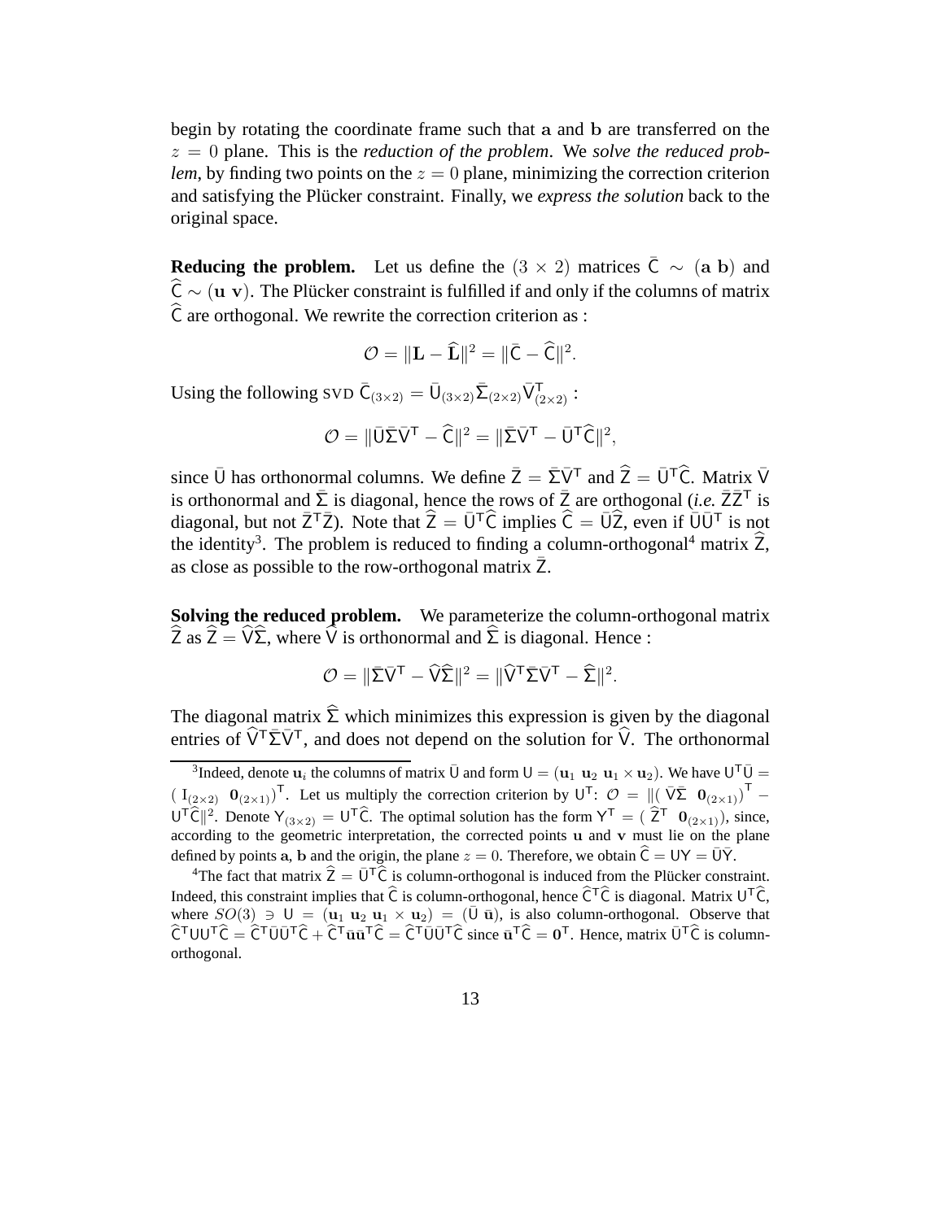begin by rotating the coordinate frame such that $\mathbf{a}$ and $\mathbf{b}$ are transferred on the $z = 0$ plane. This is the *reduction of the problem*. We *solve the reduced problem*, by finding two points on the $z = 0$ plane, minimizing the correction criterion and satisfying the Plücker constraint. Finally, we *express the solution* back to the original space.

**Reducing the problem.** Let us define the $(3 \times 2)$ matrices $\bar{\mathsf{C}} \sim (\mathbf{a}\ \mathbf{b})$ and $\widehat{\mathsf{C}} \sim (\mathbf{u}\ \mathbf{v})$. The Plücker constraint is fulfilled if and only if the columns of matrix $\widehat{\mathsf{C}}$ are orthogonal. We rewrite the correction criterion as :

$$\mathcal{O} = \|\mathbf{L} - \widehat{\mathbf{L}}\|^2 = \|\bar{\mathsf{C}} - \widehat{\mathsf{C}}\|^2.$$

Using the following SVD $\bar{\mathsf{C}}_{(3\times2)} = \bar{\mathsf{U}}_{(3\times2)}\bar{\Sigma}_{(2\times2)}\bar{\mathsf{V}}^{\mathsf{T}}_{(2\times2)}$ :

$$\mathcal{O} = \|\bar{\mathsf{U}}\bar{\Sigma}\bar{\mathsf{V}}^{\mathsf{T}} - \widehat{\mathsf{C}}\|^2 = \|\bar{\Sigma}\bar{\mathsf{V}}^{\mathsf{T}} - \bar{\mathsf{U}}^{\mathsf{T}}\widehat{\mathsf{C}}\|^2,$$

since $\bar{\mathsf{U}}$ has orthonormal columns. We define $\bar{\mathsf{Z}} = \bar{\Sigma}\bar{\mathsf{V}}^{\mathsf{T}}$ and $\widehat{\mathsf{Z}} = \bar{\mathsf{U}}^{\mathsf{T}}\widehat{\mathsf{C}}$. Matrix $\bar{\mathsf{V}}$ is orthonormal and $\bar{\Sigma}$ is diagonal, hence the rows of $\bar{\mathsf{Z}}$ are orthogonal (*i.e.* $\bar{\mathsf{Z}}\bar{\mathsf{Z}}^{\mathsf{T}}$ is diagonal, but not $\bar{\mathsf{Z}}^{\mathsf{T}}\bar{\mathsf{Z}}$). Note that $\widehat{\mathsf{Z}} = \bar{\mathsf{U}}^{\mathsf{T}}\widehat{\mathsf{C}}$ implies $\widehat{\mathsf{C}} = \bar{\mathsf{U}}\widehat{\mathsf{Z}}$, even if $\bar{\mathsf{U}}\bar{\mathsf{U}}^{\mathsf{T}}$ is not the identity[3]. The problem is reduced to finding a column-orthogonal[4] matrix $\widehat{\mathsf{Z}}$, as close as possible to the row-orthogonal matrix $\bar{\mathsf{Z}}$.

**Solving the reduced problem.** We parameterize the column-orthogonal matrix $\widehat{\mathsf{Z}}$ as $\widehat{\mathsf{Z}} = \widehat{\mathsf{V}}\widehat{\Sigma}$, where $\widehat{\mathsf{V}}$ is orthonormal and $\widehat{\Sigma}$ is diagonal. Hence :

$$\mathcal{O} = \|\bar{\Sigma}\bar{\mathsf{V}}^{\mathsf{T}} - \widehat{\mathsf{V}}\widehat{\Sigma}\|^2 = \|\widehat{\mathsf{V}}^{\mathsf{T}}\bar{\Sigma}\bar{\mathsf{V}}^{\mathsf{T}} - \widehat{\Sigma}\|^2.$$

The diagonal matrix $\widehat{\Sigma}$ which minimizes this expression is given by the diagonal entries of $\widehat{\mathsf{V}}^{\mathsf{T}}\bar{\Sigma}\bar{\mathsf{V}}^{\mathsf{T}}$, and does not depend on the solution for $\widehat{\mathsf{V}}$. The orthonormal

---

[3] Indeed, denote $\mathbf{u}_i$ the columns of matrix $\bar{\mathsf{U}}$ and form $\mathsf{U} = (\mathbf{u}_1\ \mathbf{u}_2\ \mathbf{u}_1 \times \mathbf{u}_2)$. We have $\mathsf{U}^{\mathsf{T}}\bar{\mathsf{U}} = (\ \mathrm{I}_{(2\times2)}\ \ \mathbf{0}_{(2\times1)})^{\mathsf{T}}$. Let us multiply the correction criterion by $\mathsf{U}^{\mathsf{T}}$: $\mathcal{O} = \|(\ \bar{\mathsf{V}}\bar{\Sigma}\ \ \mathbf{0}_{(2\times1)})^{\mathsf{T}} - \mathsf{U}^{\mathsf{T}}\widehat{\mathsf{C}}\|^2$. Denote $\mathsf{Y}_{(3\times2)} = \mathsf{U}^{\mathsf{T}}\widehat{\mathsf{C}}$. The optimal solution has the form $\mathsf{Y}^{\mathsf{T}} = (\ \widehat{\mathsf{Z}}^{\mathsf{T}}\ \ \mathbf{0}_{(2\times1)})$, since, according to the geometric interpretation, the corrected points $\mathbf{u}$ and $\mathbf{v}$ must lie on the plane defined by points $\mathbf{a}$, $\mathbf{b}$ and the origin, the plane $z = 0$. Therefore, we obtain $\widehat{\mathsf{C}} = \mathsf{U}\mathsf{Y} = \bar{\mathsf{U}}\bar{\mathsf{Y}}$.

[4] The fact that matrix $\widehat{\mathsf{Z}} = \bar{\mathsf{U}}^{\mathsf{T}}\widehat{\mathsf{C}}$ is column-orthogonal is induced from the Plücker constraint. Indeed, this constraint implies that $\widehat{\mathsf{C}}$ is column-orthogonal, hence $\widehat{\mathsf{C}}^{\mathsf{T}}\widehat{\mathsf{C}}$ is diagonal. Matrix $\mathsf{U}^{\mathsf{T}}\widehat{\mathsf{C}}$, where $SO(3) \ni \mathsf{U} = (\mathbf{u}_1\ \mathbf{u}_2\ \mathbf{u}_1 \times \mathbf{u}_2) = (\bar{\mathsf{U}}\ \bar{\mathbf{u}})$, is also column-orthogonal. Observe that $\widehat{\mathsf{C}}^{\mathsf{T}}\mathsf{U}\mathsf{U}^{\mathsf{T}}\widehat{\mathsf{C}} = \widehat{\mathsf{C}}^{\mathsf{T}}\bar{\mathsf{U}}\bar{\mathsf{U}}^{\mathsf{T}}\widehat{\mathsf{C}} + \widehat{\mathsf{C}}^{\mathsf{T}}\bar{\mathbf{u}}\bar{\mathbf{u}}^{\mathsf{T}}\widehat{\mathsf{C}} = \widehat{\mathsf{C}}^{\mathsf{T}}\bar{\mathsf{U}}\bar{\mathsf{U}}^{\mathsf{T}}\widehat{\mathsf{C}}$ since $\bar{\mathbf{u}}^{\mathsf{T}}\widehat{\mathsf{C}} = \mathbf{0}^{\mathsf{T}}$. Hence, matrix $\bar{\mathsf{U}}^{\mathsf{T}}\widehat{\mathsf{C}}$ is column-orthogonal.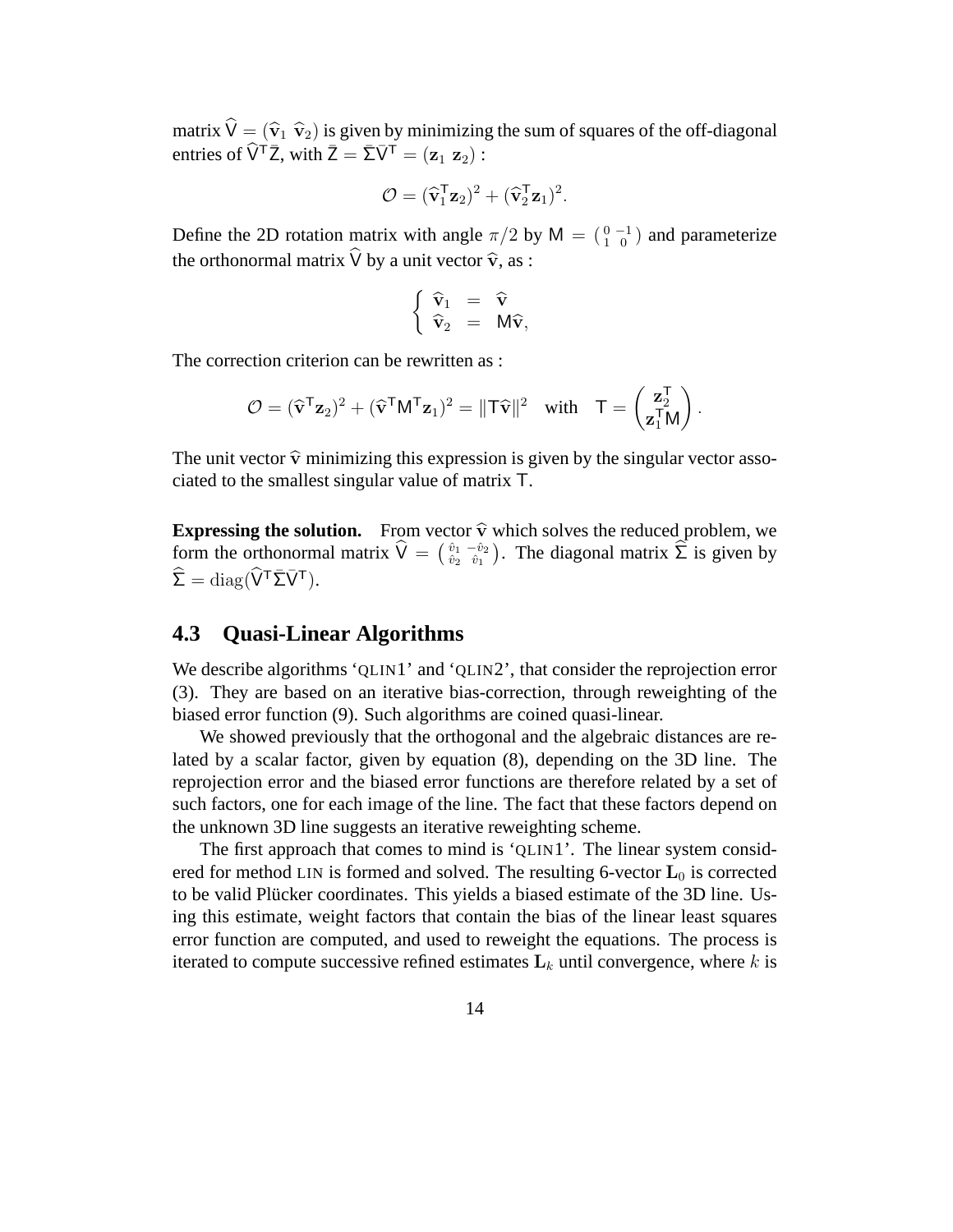matrix $\widehat{\mathsf{V}} = (\widehat{\mathbf{v}}_1 \ \widehat{\mathbf{v}}_2)$ is given by minimizing the sum of squares of the off-diagonal entries of $\widehat{\mathsf{V}}^\mathsf{T}\bar{\mathsf{Z}}$, with $\bar{\mathsf{Z}} = \bar{\Sigma}\bar{\mathsf{V}}^\mathsf{T} = (\mathbf{z}_1 \ \mathbf{z}_2)$ :

$$\mathcal{O} = (\widehat{\mathbf{v}}_1^\mathsf{T}\mathbf{z}_2)^2 + (\widehat{\mathbf{v}}_2^\mathsf{T}\mathbf{z}_1)^2.$$

Define the 2D rotation matrix with angle $\pi/2$ by $\mathsf{M} = \left(\begin{smallmatrix} 0 & -1 \\ 1 & 0 \end{smallmatrix}\right)$ and parameterize the orthonormal matrix $\widehat{\mathsf{V}}$ by a unit vector $\widehat{\mathbf{v}}$, as :

$$\begin{cases} \widehat{\mathbf{v}}_1 & = & \widehat{\mathbf{v}} \\ \widehat{\mathbf{v}}_2 & = & \mathsf{M}\widehat{\mathbf{v}}, \end{cases}$$

The correction criterion can be rewritten as :

$$\mathcal{O} = (\widehat{\mathbf{v}}^\mathsf{T}\mathbf{z}_2)^2 + (\widehat{\mathbf{v}}^\mathsf{T}\mathsf{M}^\mathsf{T}\mathbf{z}_1)^2 = \|\mathsf{T}\widehat{\mathbf{v}}\|^2 \quad \text{with} \quad \mathsf{T} = \begin{pmatrix} \mathbf{z}_2^\mathsf{T} \\ \mathbf{z}_1^\mathsf{T}\mathsf{M} \end{pmatrix}.$$

The unit vector $\widehat{\mathbf{v}}$ minimizing this expression is given by the singular vector associated to the smallest singular value of matrix $\mathsf{T}$.

**Expressing the solution.** From vector $\widehat{\mathbf{v}}$ which solves the reduced problem, we form the orthonormal matrix $\widehat{\mathsf{V}} = \left(\begin{smallmatrix} \hat{v}_1 & -\hat{v}_2 \\ \hat{v}_2 & \hat{v}_1 \end{smallmatrix}\right)$. The diagonal matrix $\widehat{\Sigma}$ is given by $\widehat{\Sigma} = \mathrm{diag}(\widehat{\mathsf{V}}^\mathsf{T}\bar{\Sigma}\bar{\mathsf{V}}^\mathsf{T})$.

## 4.3 Quasi-Linear Algorithms

We describe algorithms 'QLIN1' and 'QLIN2', that consider the reprojection error (3). They are based on an iterative bias-correction, through reweighting of the biased error function (9). Such algorithms are coined quasi-linear.

We showed previously that the orthogonal and the algebraic distances are related by a scalar factor, given by equation (8), depending on the 3D line. The reprojection error and the biased error functions are therefore related by a set of such factors, one for each image of the line. The fact that these factors depend on the unknown 3D line suggests an iterative reweighting scheme.

The first approach that comes to mind is 'QLIN1'. The linear system considered for method LIN is formed and solved. The resulting 6-vector $\mathbf{L}_0$ is corrected to be valid Plücker coordinates. This yields a biased estimate of the 3D line. Using this estimate, weight factors that contain the bias of the linear least squares error function are computed, and used to reweight the equations. The process is iterated to compute successive refined estimates $\mathbf{L}_k$ until convergence, where $k$ is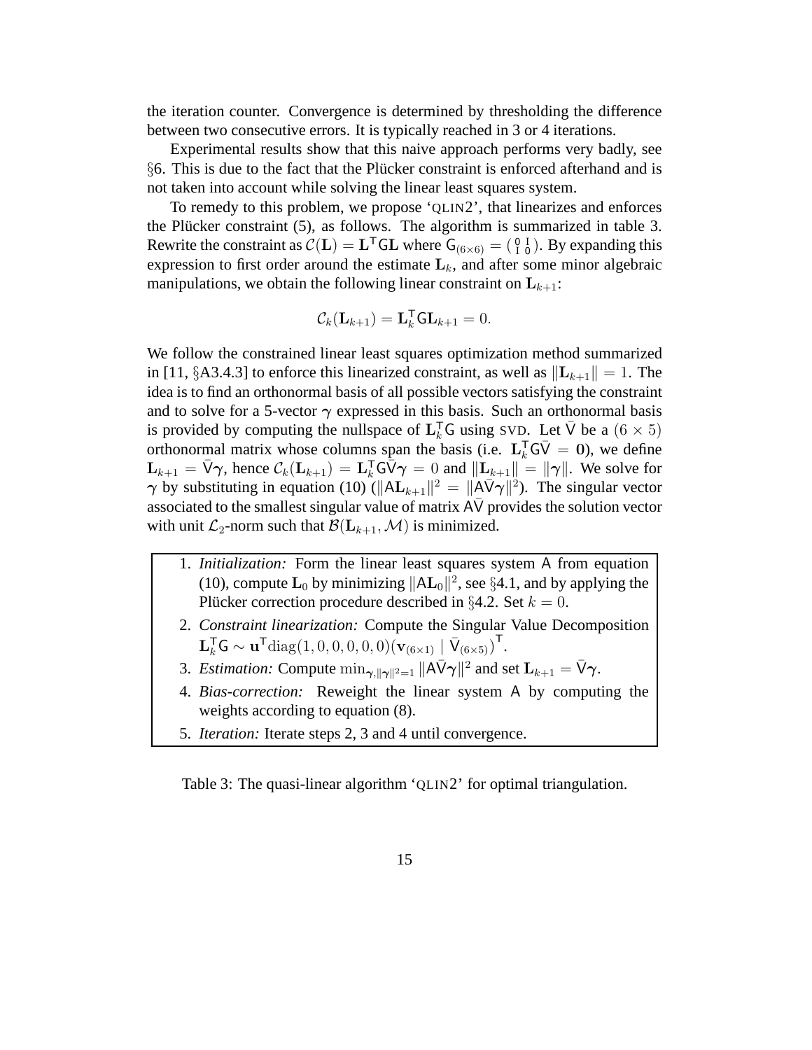the iteration counter. Convergence is determined by thresholding the difference between two consecutive errors. It is typically reached in 3 or 4 iterations.

Experimental results show that this naive approach performs very badly, see §6. This is due to the fact that the Plücker constraint is enforced afterhand and is not taken into account while solving the linear least squares system.

To remedy to this problem, we propose 'QLIN2', that linearizes and enforces the Plücker constraint (5), as follows. The algorithm is summarized in table 3. Rewrite the constraint as $\mathcal{C}(\mathbf{L}) = \mathbf{L}^\mathsf{T}\mathsf{G}\mathbf{L}$ where $\mathsf{G}_{(6\times 6)} = \left(\begin{smallmatrix} 0 & \mathsf{I} \\ \mathsf{I} & 0 \end{smallmatrix}\right)$. By expanding this expression to first order around the estimate $\mathbf{L}_k$, and after some minor algebraic manipulations, we obtain the following linear constraint on $\mathbf{L}_{k+1}$:

$$\mathcal{C}_k(\mathbf{L}_{k+1}) = \mathbf{L}_k^\mathsf{T}\mathsf{G}\mathbf{L}_{k+1} = 0.$$

We follow the constrained linear least squares optimization method summarized in [11, §A3.4.3] to enforce this linearized constraint, as well as $\|\mathbf{L}_{k+1}\| = 1$. The idea is to find an orthonormal basis of all possible vectors satisfying the constraint and to solve for a 5-vector $\boldsymbol{\gamma}$ expressed in this basis. Such an orthonormal basis is provided by computing the nullspace of $\mathbf{L}_k^\mathsf{T}\mathsf{G}$ using SVD. Let $\bar{\mathsf{V}}$ be a $(6 \times 5)$ orthonormal matrix whose columns span the basis (i.e. $\mathbf{L}_k^\mathsf{T}\mathsf{G}\bar{\mathsf{V}} = \mathbf{0}$), we define $\mathbf{L}_{k+1} = \bar{\mathsf{V}}\boldsymbol{\gamma}$, hence $\mathcal{C}_k(\mathbf{L}_{k+1}) = \mathbf{L}_k^\mathsf{T}\mathsf{G}\bar{\mathsf{V}}\boldsymbol{\gamma} = 0$ and $\|\mathbf{L}_{k+1}\| = \|\boldsymbol{\gamma}\|$. We solve for $\boldsymbol{\gamma}$ by substituting in equation (10) ($\|\mathsf{A}\mathbf{L}_{k+1}\|^2 = \|\mathsf{A}\bar{\mathsf{V}}\boldsymbol{\gamma}\|^2$). The singular vector associated to the smallest singular value of matrix $\mathsf{A}\bar{\mathsf{V}}$ provides the solution vector with unit $\mathcal{L}_2$-norm such that $\mathcal{B}(\mathbf{L}_{k+1}, \mathcal{M})$ is minimized.

1. *Initialization:* Form the linear least squares system $\mathsf{A}$ from equation (10), compute $\mathbf{L}_0$ by minimizing $\|\mathsf{A}\mathbf{L}_0\|^2$, see §4.1, and by applying the Plücker correction procedure described in §4.2. Set $k = 0$.
2. *Constraint linearization:* Compute the Singular Value Decomposition $\mathbf{L}_k^\mathsf{T}\mathsf{G} \sim \mathbf{u}^\mathsf{T}\mathrm{diag}(1,0,0,0,0,0)\left(\mathbf{v}_{(6\times 1)} \mid \bar{\mathsf{V}}_{(6\times 5)}\right)^\mathsf{T}$.
3. *Estimation:* Compute $\min_{\boldsymbol{\gamma}, \|\boldsymbol{\gamma}\|^2=1} \|\mathsf{A}\bar{\mathsf{V}}\boldsymbol{\gamma}\|^2$ and set $\mathbf{L}_{k+1} = \bar{\mathsf{V}}\boldsymbol{\gamma}$.
4. *Bias-correction:* Reweight the linear system $\mathsf{A}$ by computing the weights according to equation (8).
5. *Iteration:* Iterate steps 2, 3 and 4 until convergence.

Table 3: The quasi-linear algorithm 'QLIN2' for optimal triangulation.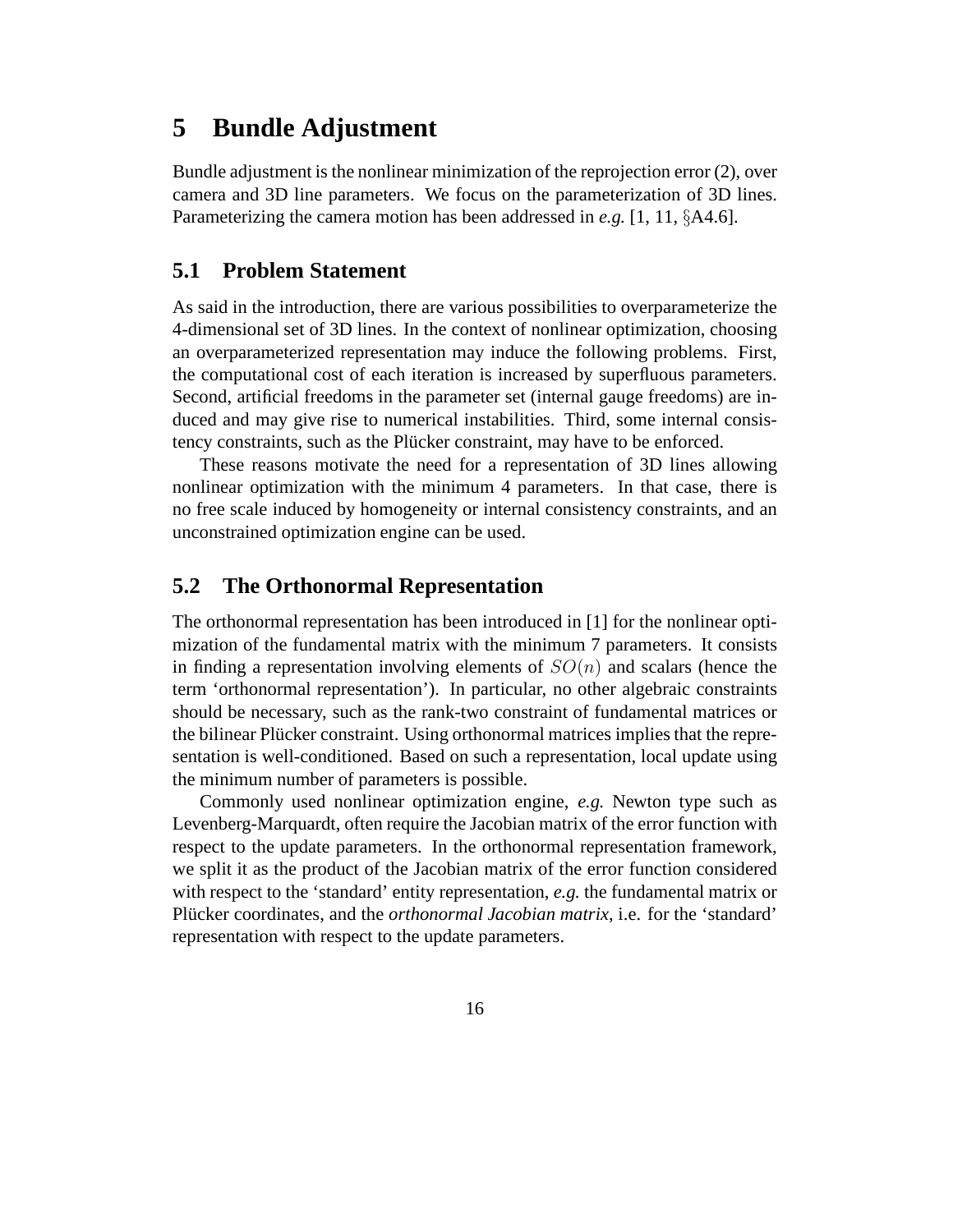# 5 Bundle Adjustment

Bundle adjustment is the nonlinear minimization of the reprojection error (2), over camera and 3D line parameters. We focus on the parameterization of 3D lines. Parameterizing the camera motion has been addressed in *e.g.* [1, 11, §A4.6].

## 5.1 Problem Statement

As said in the introduction, there are various possibilities to overparameterize the 4-dimensional set of 3D lines. In the context of nonlinear optimization, choosing an overparameterized representation may induce the following problems. First, the computational cost of each iteration is increased by superfluous parameters. Second, artificial freedoms in the parameter set (internal gauge freedoms) are induced and may give rise to numerical instabilities. Third, some internal consistency constraints, such as the Plücker constraint, may have to be enforced.

These reasons motivate the need for a representation of 3D lines allowing nonlinear optimization with the minimum 4 parameters. In that case, there is no free scale induced by homogeneity or internal consistency constraints, and an unconstrained optimization engine can be used.

## 5.2 The Orthonormal Representation

The orthonormal representation has been introduced in [1] for the nonlinear optimization of the fundamental matrix with the minimum 7 parameters. It consists in finding a representation involving elements of $SO(n)$ and scalars (hence the term 'orthonormal representation'). In particular, no other algebraic constraints should be necessary, such as the rank-two constraint of fundamental matrices or the bilinear Plücker constraint. Using orthonormal matrices implies that the representation is well-conditioned. Based on such a representation, local update using the minimum number of parameters is possible.

Commonly used nonlinear optimization engine, *e.g.* Newton type such as Levenberg-Marquardt, often require the Jacobian matrix of the error function with respect to the update parameters. In the orthonormal representation framework, we split it as the product of the Jacobian matrix of the error function considered with respect to the 'standard' entity representation, *e.g.* the fundamental matrix or Plücker coordinates, and the *orthonormal Jacobian matrix*, i.e. for the 'standard' representation with respect to the update parameters.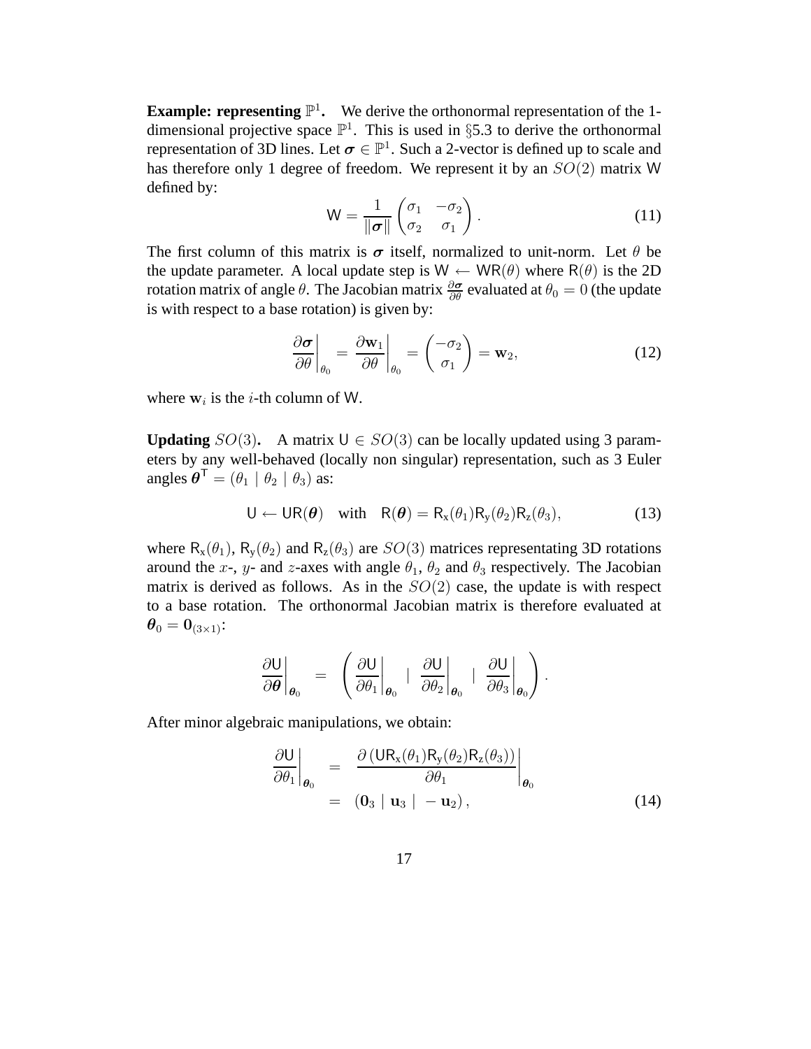**Example: representing $\mathbb{P}^1$.** We derive the orthonormal representation of the 1-dimensional projective space $\mathbb{P}^1$. This is used in §5.3 to derive the orthonormal representation of 3D lines. Let $\boldsymbol{\sigma} \in \mathbb{P}^1$. Such a 2-vector is defined up to scale and has therefore only 1 degree of freedom. We represent it by an $SO(2)$ matrix $\mathsf{W}$ defined by:

$$\mathsf{W} = \frac{1}{\|\boldsymbol{\sigma}\|} \begin{pmatrix} \sigma_1 & -\sigma_2 \\ \sigma_2 & \sigma_1 \end{pmatrix}. \tag{11}$$

The first column of this matrix is $\boldsymbol{\sigma}$ itself, normalized to unit-norm. Let $\theta$ be the update parameter. A local update step is $\mathsf{W} \leftarrow \mathsf{W}\mathsf{R}(\theta)$ where $\mathsf{R}(\theta)$ is the 2D rotation matrix of angle $\theta$. The Jacobian matrix $\frac{\partial \boldsymbol{\sigma}}{\partial \theta}$ evaluated at $\theta_0 = 0$ (the update is with respect to a base rotation) is given by:

$$\left.\frac{\partial \boldsymbol{\sigma}}{\partial \theta}\right|_{\theta_0} = \left.\frac{\partial \mathbf{w}_1}{\partial \theta}\right|_{\theta_0} = \begin{pmatrix} -\sigma_2 \\ \sigma_1 \end{pmatrix} = \mathbf{w}_2, \tag{12}$$

where $\mathbf{w}_i$ is the $i$-th column of $\mathsf{W}$.

**Updating $SO(3)$.** A matrix $\mathsf{U} \in SO(3)$ can be locally updated using 3 parameters by any well-behaved (locally non singular) representation, such as 3 Euler angles $\boldsymbol{\theta}^\mathsf{T} = (\theta_1 \mid \theta_2 \mid \theta_3)$ as:

$$\mathsf{U} \leftarrow \mathsf{U}\mathsf{R}(\boldsymbol{\theta}) \quad \text{with} \quad \mathsf{R}(\boldsymbol{\theta}) = \mathsf{R}_\mathrm{x}(\theta_1)\mathsf{R}_\mathrm{y}(\theta_2)\mathsf{R}_\mathrm{z}(\theta_3), \tag{13}$$

where $\mathsf{R}_\mathrm{x}(\theta_1)$, $\mathsf{R}_\mathrm{y}(\theta_2)$ and $\mathsf{R}_\mathrm{z}(\theta_3)$ are $SO(3)$ matrices representating 3D rotations around the $x$-, $y$- and $z$-axes with angle $\theta_1$, $\theta_2$ and $\theta_3$ respectively. The Jacobian matrix is derived as follows. As in the $SO(2)$ case, the update is with respect to a base rotation. The orthonormal Jacobian matrix is therefore evaluated at $\boldsymbol{\theta}_0 = \mathbf{0}_{(3\times 1)}$:

$$\left.\frac{\partial \mathsf{U}}{\partial \boldsymbol{\theta}}\right|_{\boldsymbol{\theta}_0} = \left( \left.\frac{\partial \mathsf{U}}{\partial \theta_1}\right|_{\boldsymbol{\theta}_0} \;\middle|\; \left.\frac{\partial \mathsf{U}}{\partial \theta_2}\right|_{\boldsymbol{\theta}_0} \;\middle|\; \left.\frac{\partial \mathsf{U}}{\partial \theta_3}\right|_{\boldsymbol{\theta}_0} \right).$$

After minor algebraic manipulations, we obtain:

$$\begin{aligned} \left.\frac{\partial \mathsf{U}}{\partial \theta_1}\right|_{\boldsymbol{\theta}_0} &= \left.\frac{\partial \left(\mathsf{U}\mathsf{R}_\mathrm{x}(\theta_1)\mathsf{R}_\mathrm{y}(\theta_2)\mathsf{R}_\mathrm{z}(\theta_3)\right)}{\partial \theta_1}\right|_{\boldsymbol{\theta}_0} \\ &= \left(\mathbf{0}_3 \mid \mathbf{u}_3 \mid -\mathbf{u}_2\right), \end{aligned} \tag{14}$$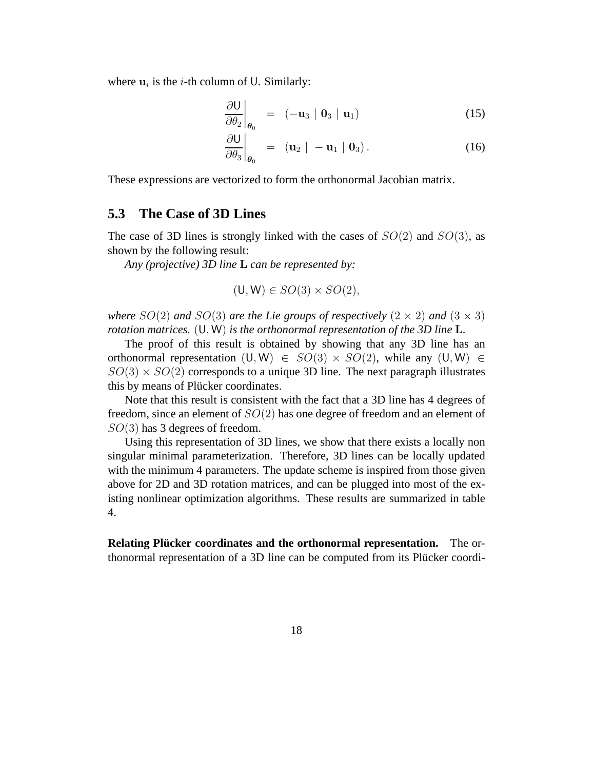where $\mathbf{u}_i$ is the $i$-th column of $\mathsf{U}$. Similarly:

$$\left.\frac{\partial \mathsf{U}}{\partial \theta_2}\right|_{\boldsymbol{\theta}_0} = \left(-\mathbf{u}_3 \mid \mathbf{0}_3 \mid \mathbf{u}_1\right) \tag{15}$$

$$\left.\frac{\partial \mathsf{U}}{\partial \theta_3}\right|_{\boldsymbol{\theta}_0} = \left(\mathbf{u}_2 \mid -\mathbf{u}_1 \mid \mathbf{0}_3\right). \tag{16}$$

These expressions are vectorized to form the orthonormal Jacobian matrix.

## 5.3 The Case of 3D Lines

The case of 3D lines is strongly linked with the cases of $SO(2)$ and $SO(3)$, as shown by the following result:

*Any (projective) 3D line* $\mathbf{L}$ *can be represented by:*

$$(\mathsf{U}, \mathsf{W}) \in SO(3) \times SO(2),$$

*where* $SO(2)$ *and* $SO(3)$ *are the Lie groups of respectively* $(2 \times 2)$ *and* $(3 \times 3)$ *rotation matrices.* $(\mathsf{U}, \mathsf{W})$ *is the orthonormal representation of the 3D line* $\mathbf{L}$*.*

The proof of this result is obtained by showing that any 3D line has an orthonormal representation $(\mathsf{U}, \mathsf{W}) \in SO(3) \times SO(2)$, while any $(\mathsf{U}, \mathsf{W}) \in SO(3) \times SO(2)$ corresponds to a unique 3D line. The next paragraph illustrates this by means of Plücker coordinates.

Note that this result is consistent with the fact that a 3D line has 4 degrees of freedom, since an element of $SO(2)$ has one degree of freedom and an element of $SO(3)$ has 3 degrees of freedom.

Using this representation of 3D lines, we show that there exists a locally non singular minimal parameterization. Therefore, 3D lines can be locally updated with the minimum 4 parameters. The update scheme is inspired from those given above for 2D and 3D rotation matrices, and can be plugged into most of the existing nonlinear optimization algorithms. These results are summarized in table 4.

**Relating Plücker coordinates and the orthonormal representation.** The orthonormal representation of a 3D line can be computed from its Plücker coordi-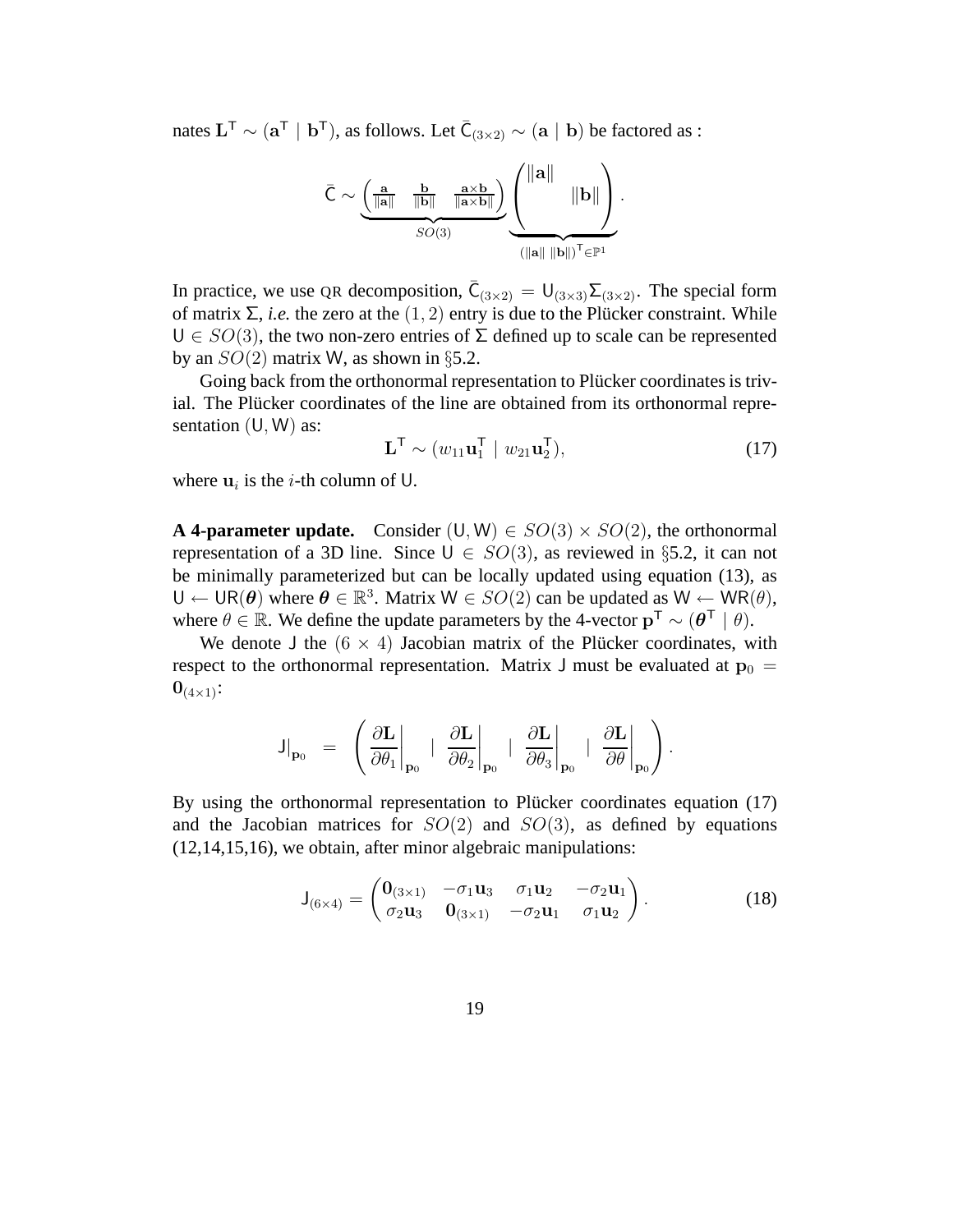nates $\mathbf{L}^\mathsf{T} \sim (\mathbf{a}^\mathsf{T} \mid \mathbf{b}^\mathsf{T})$, as follows. Let $\bar{\mathsf{C}}_{(3\times 2)} \sim (\mathbf{a} \mid \mathbf{b})$ be factored as :

$$\bar{\mathsf{C}} \sim \underbrace{\begin{pmatrix} \frac{\mathbf{a}}{\|\mathbf{a}\|} & \frac{\mathbf{b}}{\|\mathbf{b}\|} & \frac{\mathbf{a}\times\mathbf{b}}{\|\mathbf{a}\times\mathbf{b}\|} \end{pmatrix}}_{SO(3)} \underbrace{\begin{pmatrix} \|\mathbf{a}\| & \\ & \|\mathbf{b}\| \\ & \end{pmatrix}}_{(\|\mathbf{a}\| \; \|\mathbf{b}\|)^\mathsf{T} \in \mathbb{P}^1}.$$

In practice, we use QR decomposition, $\bar{\mathsf{C}}_{(3\times 2)} = \mathsf{U}_{(3\times 3)}\Sigma_{(3\times 2)}$. The special form of matrix $\Sigma$, *i.e.* the zero at the $(1,2)$ entry is due to the Plücker constraint. While $\mathsf{U} \in SO(3)$, the two non-zero entries of $\Sigma$ defined up to scale can be represented by an $SO(2)$ matrix $\mathsf{W}$, as shown in §5.2.

Going back from the orthonormal representation to Plücker coordinates is trivial. The Plücker coordinates of the line are obtained from its orthonormal representation $(\mathsf{U}, \mathsf{W})$ as:

$$\mathbf{L}^\mathsf{T} \sim (w_{11}\mathbf{u}_1^\mathsf{T} \mid w_{21}\mathbf{u}_2^\mathsf{T}), \tag{17}$$

where $\mathbf{u}_i$ is the $i$-th column of $\mathsf{U}$.

**A 4-parameter update.** Consider $(\mathsf{U}, \mathsf{W}) \in SO(3) \times SO(2)$, the orthonormal representation of a 3D line. Since $\mathsf{U} \in SO(3)$, as reviewed in §5.2, it can not be minimally parameterized but can be locally updated using equation (13), as $\mathsf{U} \leftarrow \mathsf{U}\mathsf{R}(\boldsymbol{\theta})$ where $\boldsymbol{\theta} \in \mathbb{R}^3$. Matrix $\mathsf{W} \in SO(2)$ can be updated as $\mathsf{W} \leftarrow \mathsf{W}\mathsf{R}(\theta)$, where $\theta \in \mathbb{R}$. We define the update parameters by the 4-vector $\mathbf{p}^\mathsf{T} \sim (\boldsymbol{\theta}^\mathsf{T} \mid \theta)$.

We denote $\mathsf{J}$ the $(6 \times 4)$ Jacobian matrix of the Plücker coordinates, with respect to the orthonormal representation. Matrix $\mathsf{J}$ must be evaluated at $\mathbf{p}_0 = \mathbf{0}_{(4\times 1)}$:

$$\mathsf{J}\big|_{\mathbf{p}_0} = \left( \frac{\partial \mathbf{L}}{\partial \theta_1}\bigg|_{\mathbf{p}_0} \mid \frac{\partial \mathbf{L}}{\partial \theta_2}\bigg|_{\mathbf{p}_0} \mid \frac{\partial \mathbf{L}}{\partial \theta_3}\bigg|_{\mathbf{p}_0} \mid \frac{\partial \mathbf{L}}{\partial \theta}\bigg|_{\mathbf{p}_0} \right).$$

By using the orthonormal representation to Plücker coordinates equation (17) and the Jacobian matrices for $SO(2)$ and $SO(3)$, as defined by equations (12,14,15,16), we obtain, after minor algebraic manipulations:

$$\mathsf{J}_{(6\times 4)} = \begin{pmatrix} \mathbf{0}_{(3\times 1)} & -\sigma_1\mathbf{u}_3 & \sigma_1\mathbf{u}_2 & -\sigma_2\mathbf{u}_1 \\ \sigma_2\mathbf{u}_3 & \mathbf{0}_{(3\times 1)} & -\sigma_2\mathbf{u}_1 & \sigma_1\mathbf{u}_2 \end{pmatrix}. \tag{18}$$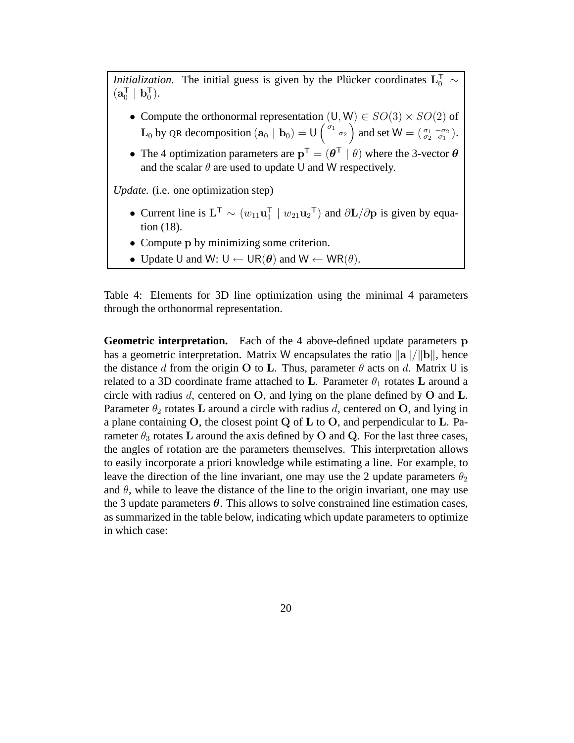*Initialization.* The initial guess is given by the Plücker coordinates $\mathbf{L}_0^\mathsf{T} \sim (\mathbf{a}_0^\mathsf{T} \mid \mathbf{b}_0^\mathsf{T})$.

- Compute the orthonormal representation $(\mathsf{U}, \mathsf{W}) \in SO(3) \times SO(2)$ of $\mathbf{L}_0$ by QR decomposition $(\mathbf{a}_0 \mid \mathbf{b}_0) = \mathsf{U} \begin{pmatrix} \sigma_1 & \\ & \sigma_2 \end{pmatrix}$ and set $\mathsf{W} = \begin{pmatrix} \sigma_1 & -\sigma_2 \\ \sigma_2 & \sigma_1 \end{pmatrix}$.
- The 4 optimization parameters are $\mathbf{p}^\mathsf{T} = (\boldsymbol{\theta}^\mathsf{T} \mid \theta)$ where the 3-vector $\boldsymbol{\theta}$ and the scalar $\theta$ are used to update $\mathsf{U}$ and $\mathsf{W}$ respectively.

*Update.* (i.e. one optimization step)

- Current line is $\mathbf{L}^\mathsf{T} \sim (w_{11}\mathbf{u}_1^\mathsf{T} \mid w_{21}\mathbf{u}_2{}^\mathsf{T})$ and $\partial\mathbf{L}/\partial\mathbf{p}$ is given by equation (18).
- Compute $\mathbf{p}$ by minimizing some criterion.
- Update $\mathsf{U}$ and $\mathsf{W}$: $\mathsf{U} \leftarrow \mathsf{U}\mathsf{R}(\boldsymbol{\theta})$ and $\mathsf{W} \leftarrow \mathsf{W}\mathsf{R}(\theta)$.

Table 4: Elements for 3D line optimization using the minimal 4 parameters through the orthonormal representation.

**Geometric interpretation.** Each of the 4 above-defined update parameters $\mathbf{p}$ has a geometric interpretation. Matrix $\mathsf{W}$ encapsulates the ratio $\|\mathbf{a}\|/\|\mathbf{b}\|$, hence the distance $d$ from the origin $\mathbf{O}$ to $\mathbf{L}$. Thus, parameter $\theta$ acts on $d$. Matrix $\mathsf{U}$ is related to a 3D coordinate frame attached to $\mathbf{L}$. Parameter $\theta_1$ rotates $\mathbf{L}$ around a circle with radius $d$, centered on $\mathbf{O}$, and lying on the plane defined by $\mathbf{O}$ and $\mathbf{L}$. Parameter $\theta_2$ rotates $\mathbf{L}$ around a circle with radius $d$, centered on $\mathbf{O}$, and lying in a plane containing $\mathbf{O}$, the closest point $\mathbf{Q}$ of $\mathbf{L}$ to $\mathbf{O}$, and perpendicular to $\mathbf{L}$. Parameter $\theta_3$ rotates $\mathbf{L}$ around the axis defined by $\mathbf{O}$ and $\mathbf{Q}$. For the last three cases, the angles of rotation are the parameters themselves. This interpretation allows to easily incorporate a priori knowledge while estimating a line. For example, to leave the direction of the line invariant, one may use the 2 update parameters $\theta_2$ and $\theta$, while to leave the distance of the line to the origin invariant, one may use the 3 update parameters $\boldsymbol{\theta}$. This allows to solve constrained line estimation cases, as summarized in the table below, indicating which update parameters to optimize in which case: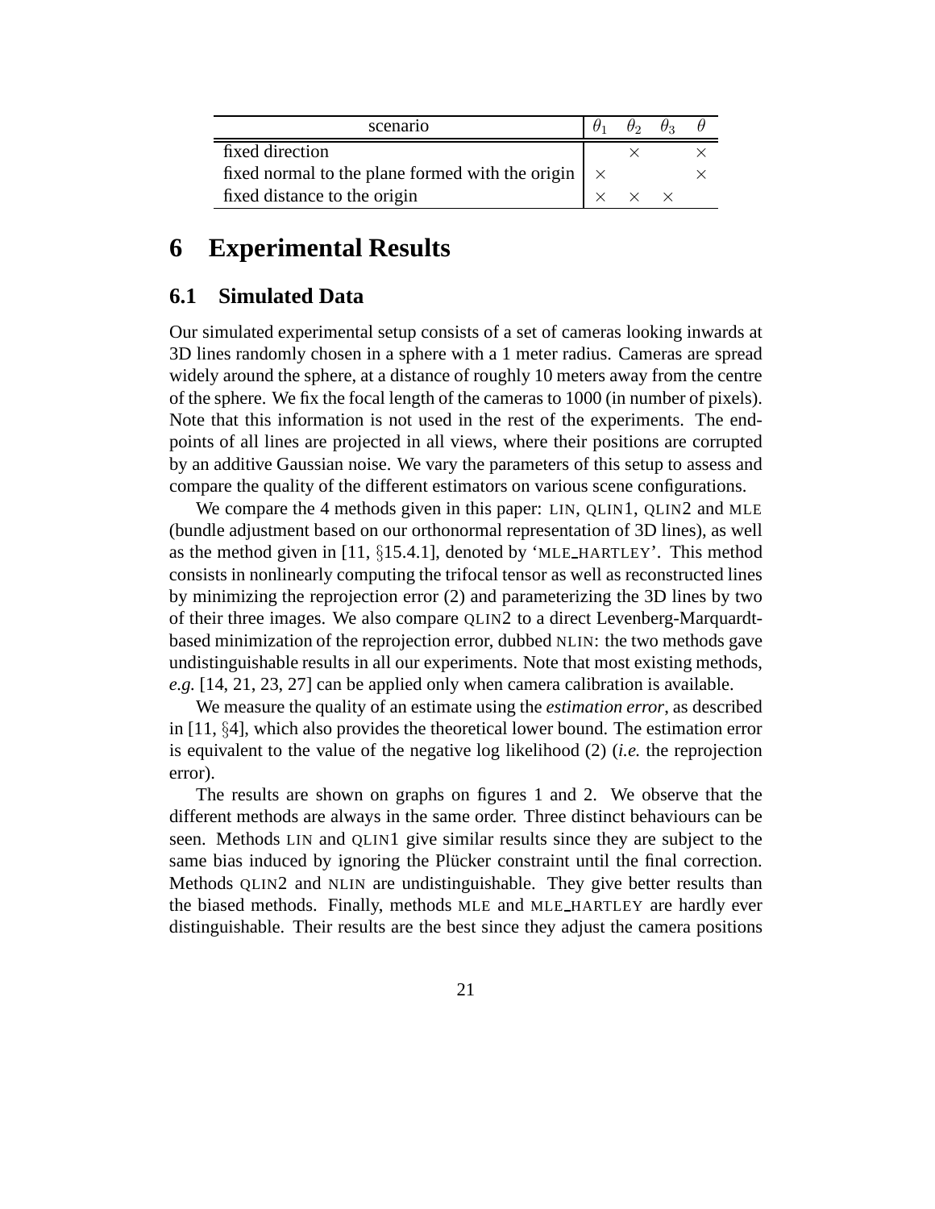| scenario | $\theta_1$ | $\theta_2$ | $\theta_3$ | $\theta$ |
|---|---|---|---|---|
| fixed direction | | $\times$ | | $\times$ |
| fixed normal to the plane formed with the origin | $\times$ | | | $\times$ |
| fixed distance to the origin | $\times$ | $\times$ | $\times$ | |

# 6 Experimental Results

## 6.1 Simulated Data

Our simulated experimental setup consists of a set of cameras looking inwards at 3D lines randomly chosen in a sphere with a 1 meter radius. Cameras are spread widely around the sphere, at a distance of roughly 10 meters away from the centre of the sphere. We fix the focal length of the cameras to 1000 (in number of pixels). Note that this information is not used in the rest of the experiments. The end-points of all lines are projected in all views, where their positions are corrupted by an additive Gaussian noise. We vary the parameters of this setup to assess and compare the quality of the different estimators on various scene configurations.

We compare the 4 methods given in this paper: LIN, QLIN1, QLIN2 and MLE (bundle adjustment based on our orthonormal representation of 3D lines), as well as the method given in [11, §15.4.1], denoted by 'MLE_HARTLEY'. This method consists in nonlinearly computing the trifocal tensor as well as reconstructed lines by minimizing the reprojection error (2) and parameterizing the 3D lines by two of their three images. We also compare QLIN2 to a direct Levenberg-Marquardt-based minimization of the reprojection error, dubbed NLIN: the two methods gave undistinguishable results in all our experiments. Note that most existing methods, *e.g.* [14, 21, 23, 27] can be applied only when camera calibration is available.

We measure the quality of an estimate using the *estimation error*, as described in [11, §4], which also provides the theoretical lower bound. The estimation error is equivalent to the value of the negative log likelihood (2) (*i.e.* the reprojection error).

The results are shown on graphs on figures 1 and 2. We observe that the different methods are always in the same order. Three distinct behaviours can be seen. Methods LIN and QLIN1 give similar results since they are subject to the same bias induced by ignoring the Plücker constraint until the final correction. Methods QLIN2 and NLIN are undistinguishable. They give better results than the biased methods. Finally, methods MLE and MLE_HARTLEY are hardly ever distinguishable. Their results are the best since they adjust the camera positions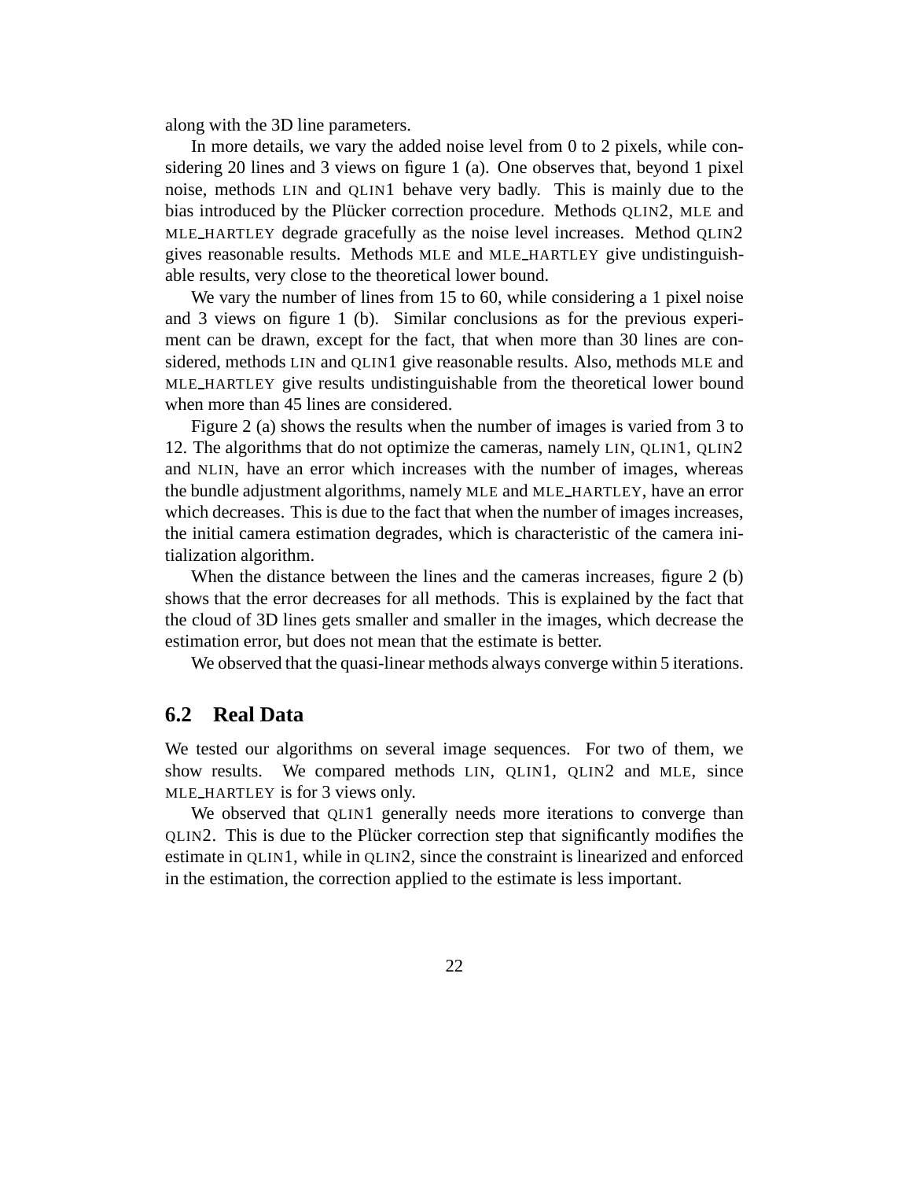along with the 3D line parameters.

In more details, we vary the added noise level from 0 to 2 pixels, while considering 20 lines and 3 views on figure 1 (a). One observes that, beyond 1 pixel noise, methods LIN and QLIN1 behave very badly. This is mainly due to the bias introduced by the Plücker correction procedure. Methods QLIN2, MLE and MLE_HARTLEY degrade gracefully as the noise level increases. Method QLIN2 gives reasonable results. Methods MLE and MLE_HARTLEY give undistinguishable results, very close to the theoretical lower bound.

We vary the number of lines from 15 to 60, while considering a 1 pixel noise and 3 views on figure 1 (b). Similar conclusions as for the previous experiment can be drawn, except for the fact, that when more than 30 lines are considered, methods LIN and QLIN1 give reasonable results. Also, methods MLE and MLE_HARTLEY give results undistinguishable from the theoretical lower bound when more than 45 lines are considered.

Figure 2 (a) shows the results when the number of images is varied from 3 to 12. The algorithms that do not optimize the cameras, namely LIN, QLIN1, QLIN2 and NLIN, have an error which increases with the number of images, whereas the bundle adjustment algorithms, namely MLE and MLE_HARTLEY, have an error which decreases. This is due to the fact that when the number of images increases, the initial camera estimation degrades, which is characteristic of the camera initialization algorithm.

When the distance between the lines and the cameras increases, figure 2 (b) shows that the error decreases for all methods. This is explained by the fact that the cloud of 3D lines gets smaller and smaller in the images, which decrease the estimation error, but does not mean that the estimate is better.

We observed that the quasi-linear methods always converge within 5 iterations.

## 6.2 Real Data

We tested our algorithms on several image sequences. For two of them, we show results. We compared methods LIN, QLIN1, QLIN2 and MLE, since MLE_HARTLEY is for 3 views only.

We observed that QLIN1 generally needs more iterations to converge than QLIN2. This is due to the Plücker correction step that significantly modifies the estimate in QLIN1, while in QLIN2, since the constraint is linearized and enforced in the estimation, the correction applied to the estimate is less important.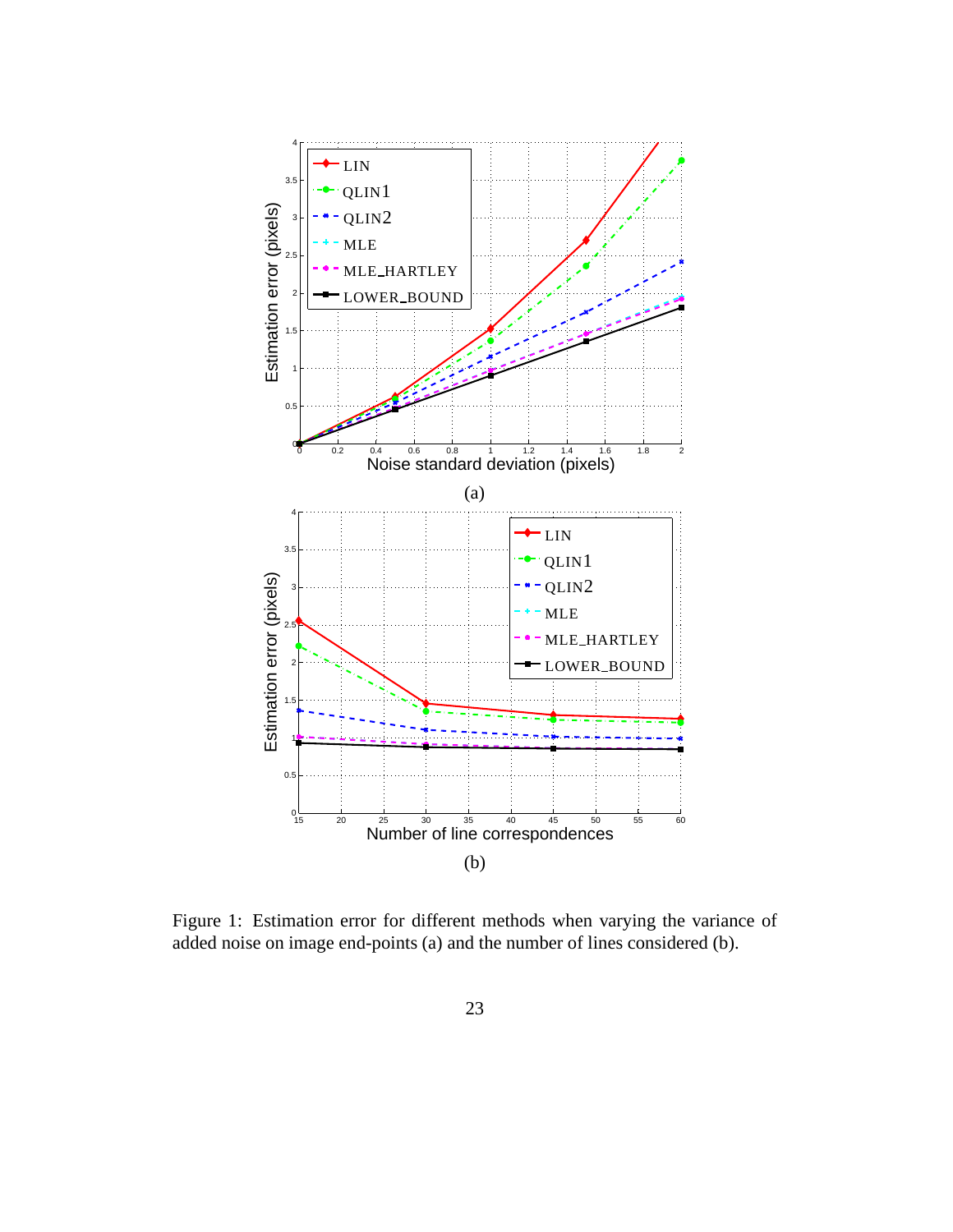(a)

(b)

Figure 1: Estimation error for different methods when varying the variance of added noise on image end-points (a) and the number of lines considered (b).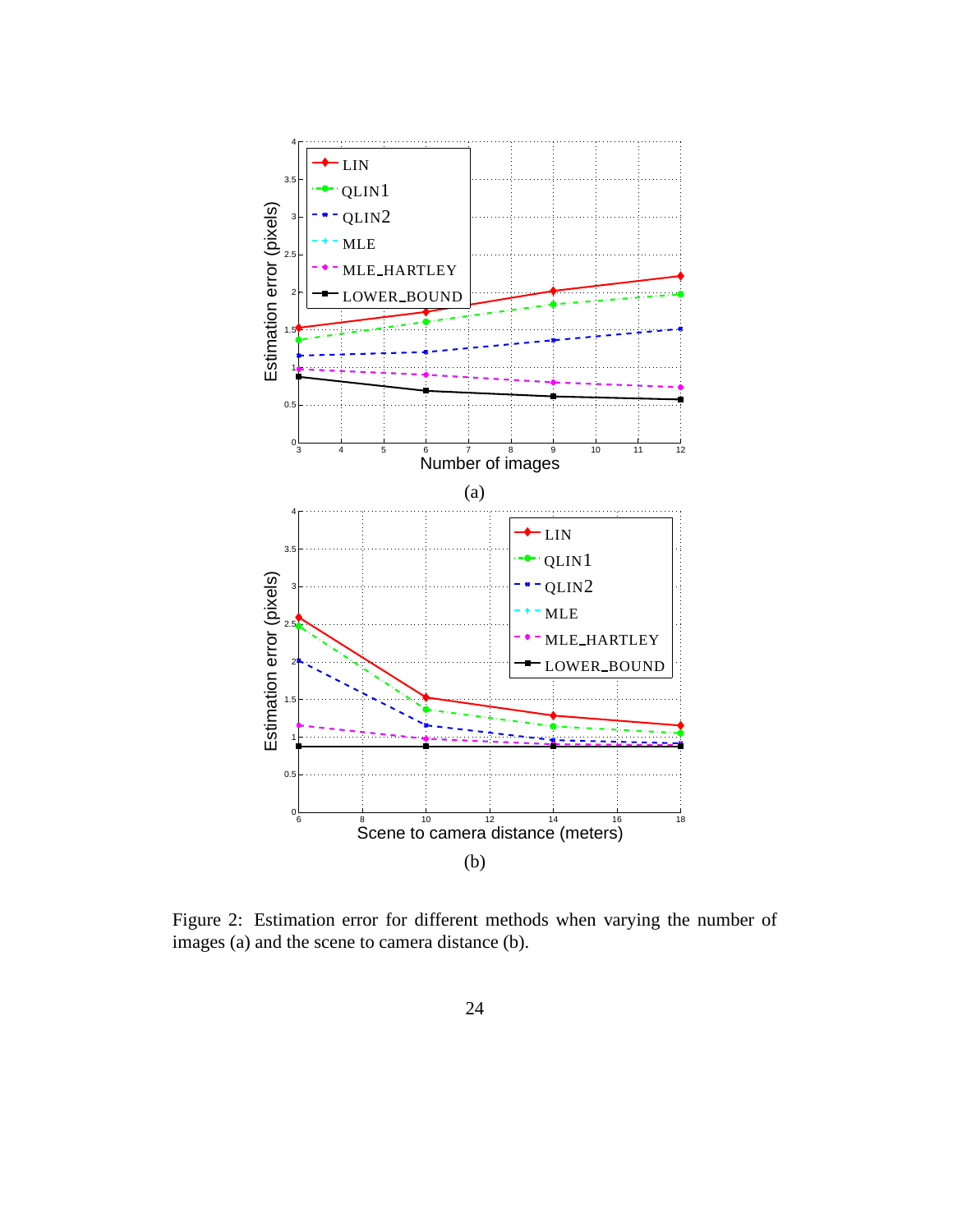Figure 2: Estimation error for different methods when varying the number of images (a) and the scene to camera distance (b).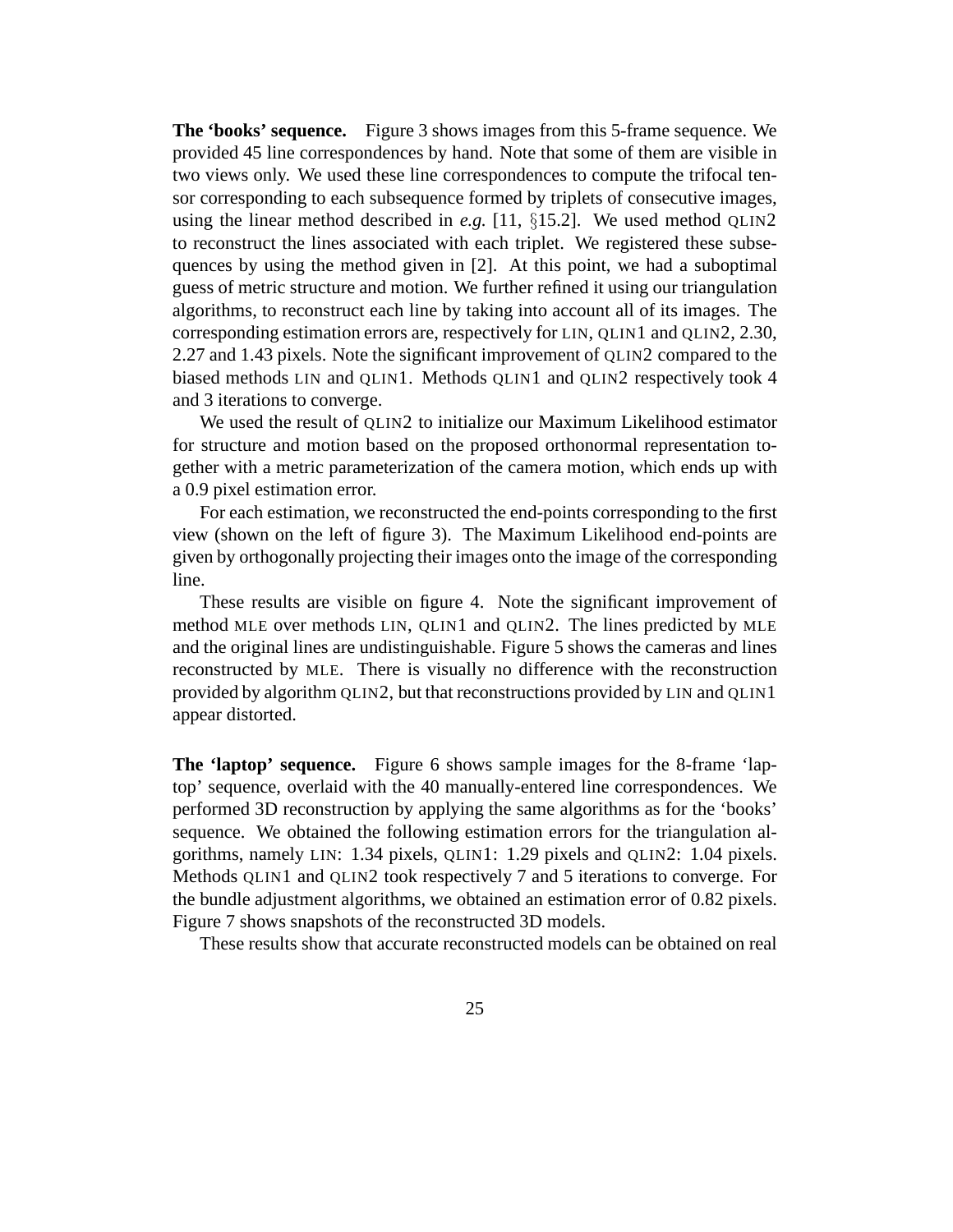**The 'books' sequence.** Figure 3 shows images from this 5-frame sequence. We provided 45 line correspondences by hand. Note that some of them are visible in two views only. We used these line correspondences to compute the trifocal tensor corresponding to each subsequence formed by triplets of consecutive images, using the linear method described in *e.g.* [11, §15.2]. We used method QLIN2 to reconstruct the lines associated with each triplet. We registered these subsequences by using the method given in [2]. At this point, we had a suboptimal guess of metric structure and motion. We further refined it using our triangulation algorithms, to reconstruct each line by taking into account all of its images. The corresponding estimation errors are, respectively for LIN, QLIN1 and QLIN2, 2.30, 2.27 and 1.43 pixels. Note the significant improvement of QLIN2 compared to the biased methods LIN and QLIN1. Methods QLIN1 and QLIN2 respectively took 4 and 3 iterations to converge.

We used the result of QLIN2 to initialize our Maximum Likelihood estimator for structure and motion based on the proposed orthonormal representation together with a metric parameterization of the camera motion, which ends up with a 0.9 pixel estimation error.

For each estimation, we reconstructed the end-points corresponding to the first view (shown on the left of figure 3). The Maximum Likelihood end-points are given by orthogonally projecting their images onto the image of the corresponding line.

These results are visible on figure 4. Note the significant improvement of method MLE over methods LIN, QLIN1 and QLIN2. The lines predicted by MLE and the original lines are undistinguishable. Figure 5 shows the cameras and lines reconstructed by MLE. There is visually no difference with the reconstruction provided by algorithm QLIN2, but that reconstructions provided by LIN and QLIN1 appear distorted.

**The 'laptop' sequence.** Figure 6 shows sample images for the 8-frame 'laptop' sequence, overlaid with the 40 manually-entered line correspondences. We performed 3D reconstruction by applying the same algorithms as for the 'books' sequence. We obtained the following estimation errors for the triangulation algorithms, namely LIN: 1.34 pixels, QLIN1: 1.29 pixels and QLIN2: 1.04 pixels. Methods QLIN1 and QLIN2 took respectively 7 and 5 iterations to converge. For the bundle adjustment algorithms, we obtained an estimation error of 0.82 pixels. Figure 7 shows snapshots of the reconstructed 3D models.

These results show that accurate reconstructed models can be obtained on real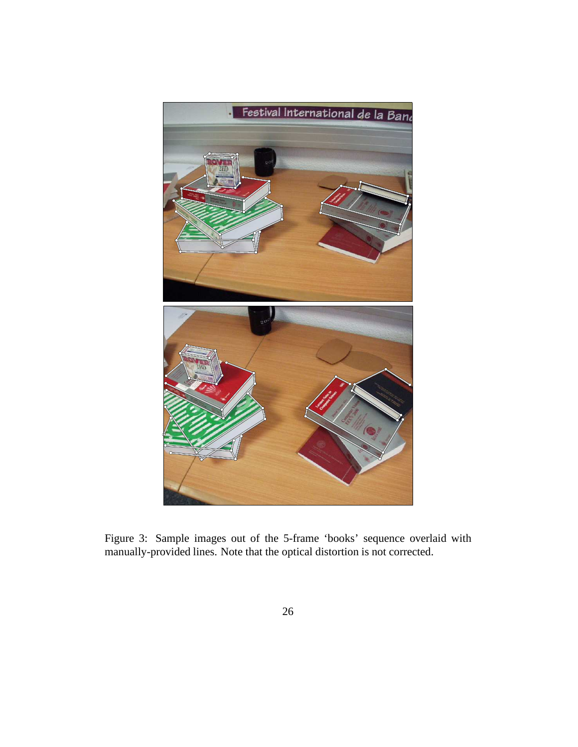Figure 3: Sample images out of the 5-frame 'books' sequence overlaid with manually-provided lines. Note that the optical distortion is not corrected.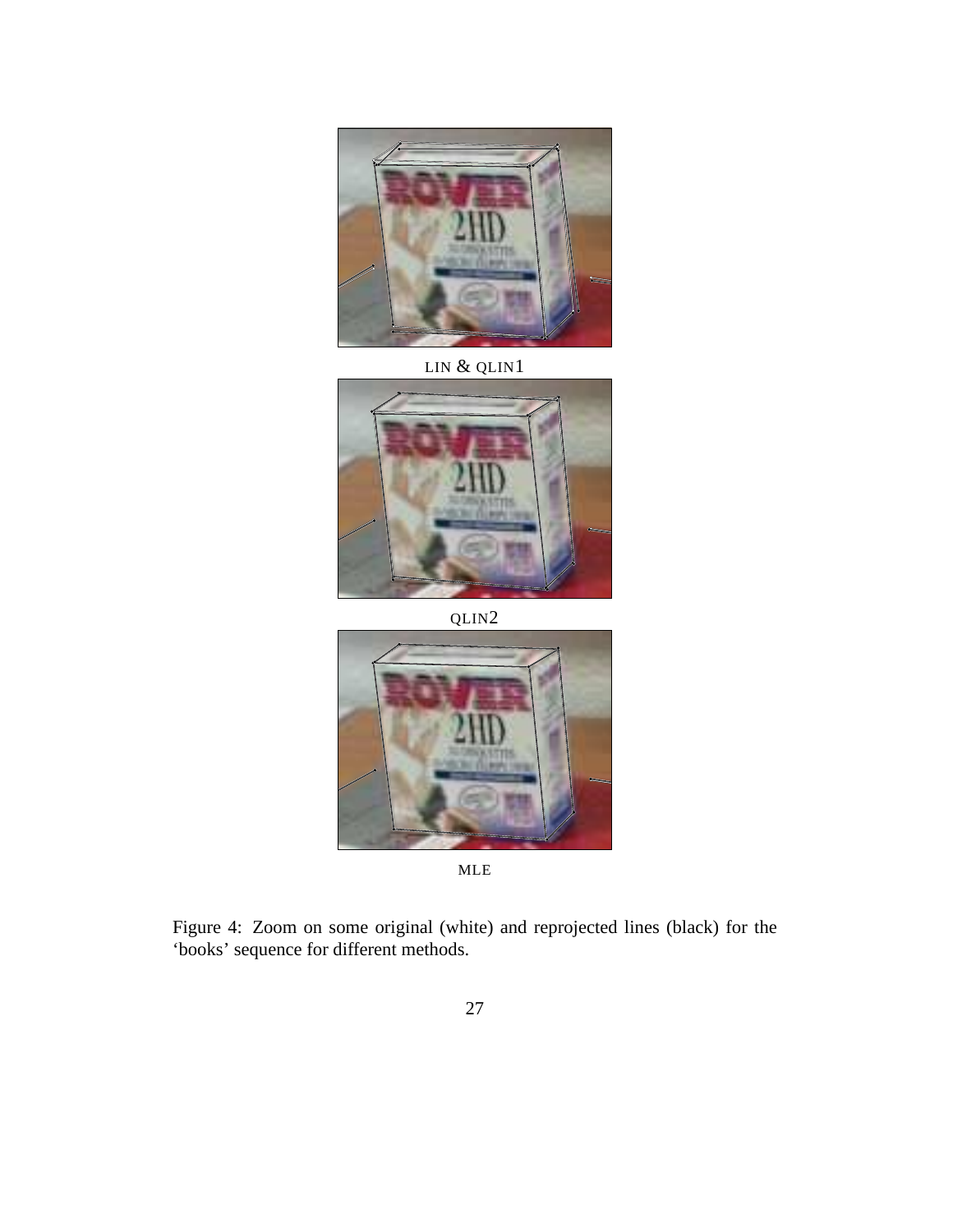LIN & QLIN1

QLIN2

MLE

Figure 4: Zoom on some original (white) and reprojected lines (black) for the 'books' sequence for different methods.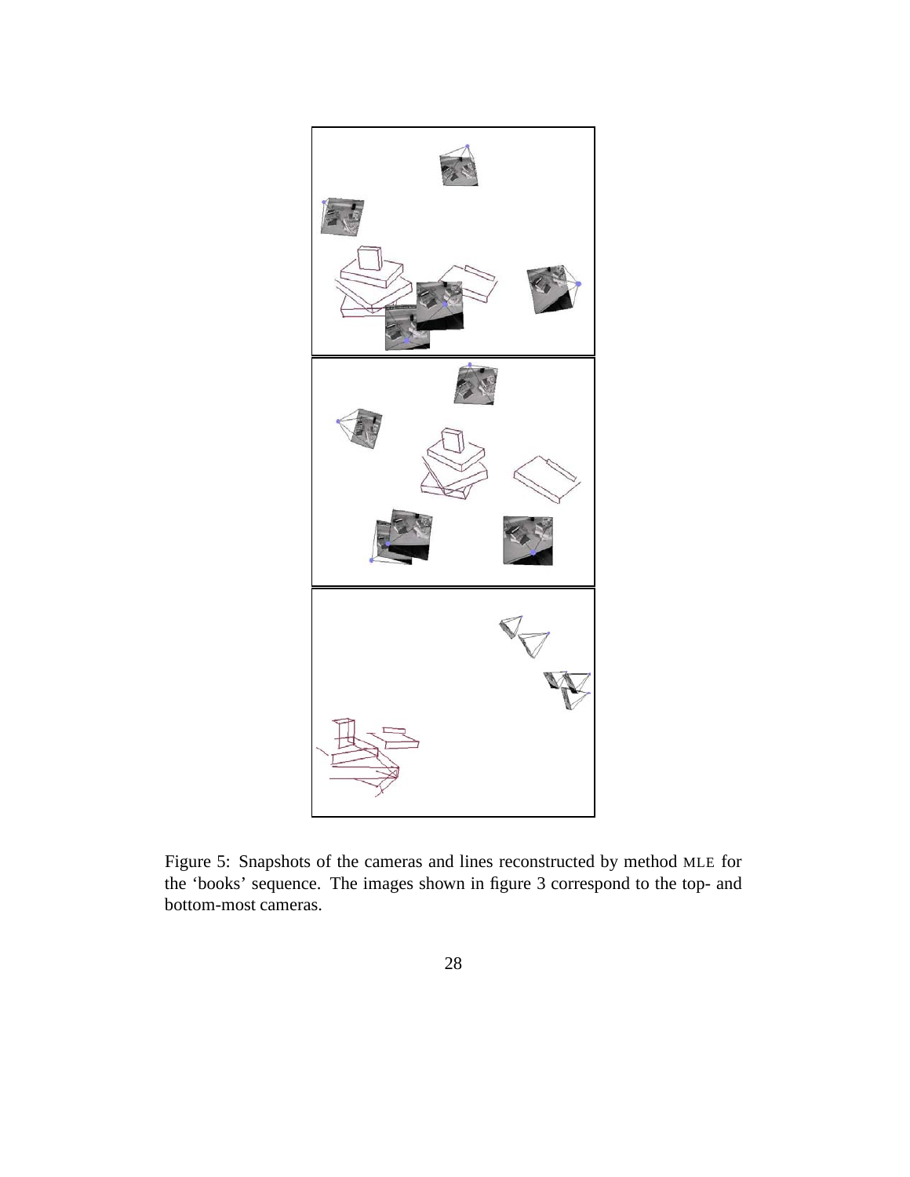Figure 5: Snapshots of the cameras and lines reconstructed by method MLE for the 'books' sequence. The images shown in figure 3 correspond to the top- and bottom-most cameras.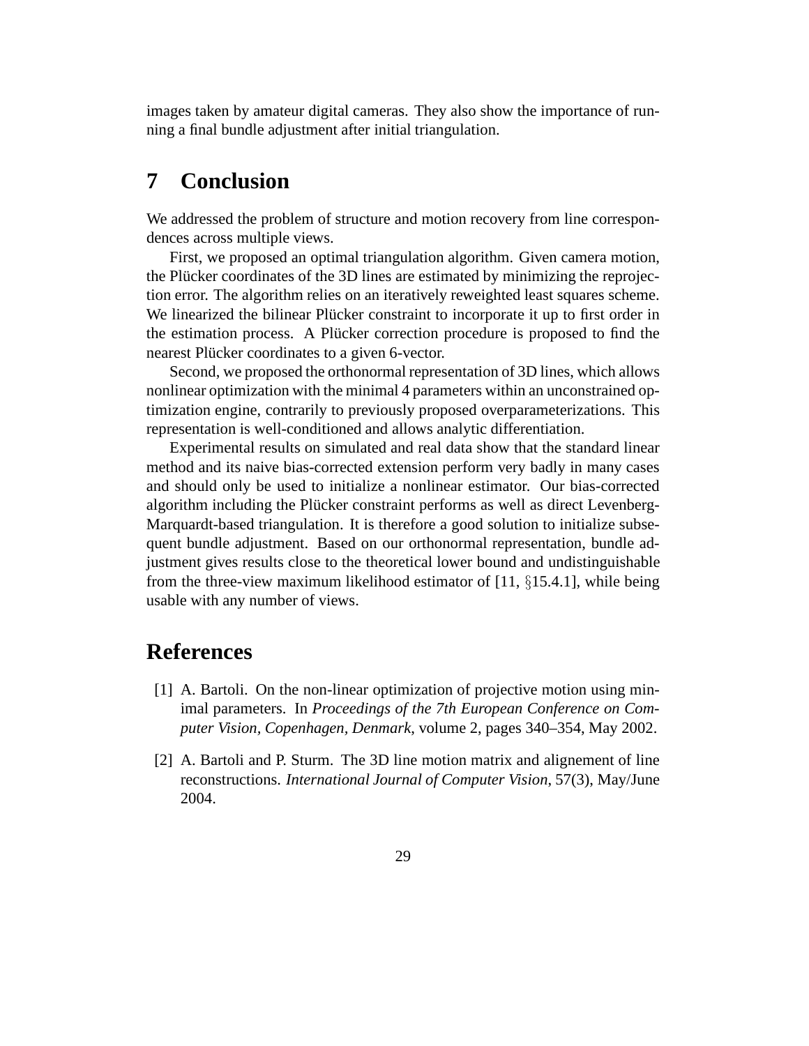images taken by amateur digital cameras. They also show the importance of running a final bundle adjustment after initial triangulation.

# 7 Conclusion

We addressed the problem of structure and motion recovery from line correspondences across multiple views.

First, we proposed an optimal triangulation algorithm. Given camera motion, the Plücker coordinates of the 3D lines are estimated by minimizing the reprojection error. The algorithm relies on an iteratively reweighted least squares scheme. We linearized the bilinear Plücker constraint to incorporate it up to first order in the estimation process. A Plücker correction procedure is proposed to find the nearest Plücker coordinates to a given 6-vector.

Second, we proposed the orthonormal representation of 3D lines, which allows nonlinear optimization with the minimal 4 parameters within an unconstrained optimization engine, contrarily to previously proposed overparameterizations. This representation is well-conditioned and allows analytic differentiation.

Experimental results on simulated and real data show that the standard linear method and its naive bias-corrected extension perform very badly in many cases and should only be used to initialize a nonlinear estimator. Our bias-corrected algorithm including the Plücker constraint performs as well as direct Levenberg-Marquardt-based triangulation. It is therefore a good solution to initialize subsequent bundle adjustment. Based on our orthonormal representation, bundle adjustment gives results close to the theoretical lower bound and undistinguishable from the three-view maximum likelihood estimator of [11, §15.4.1], while being usable with any number of views.

# References

[1] A. Bartoli. On the non-linear optimization of projective motion using minimal parameters. In *Proceedings of the 7th European Conference on Computer Vision, Copenhagen, Denmark*, volume 2, pages 340–354, May 2002.

[2] A. Bartoli and P. Sturm. The 3D line motion matrix and alignement of line reconstructions. *International Journal of Computer Vision*, 57(3), May/June 2004.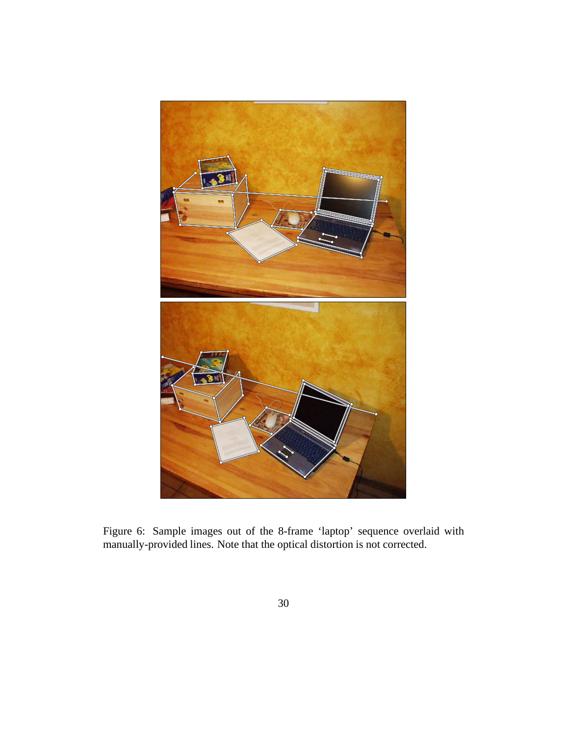Figure 6: Sample images out of the 8-frame 'laptop' sequence overlaid with manually-provided lines. Note that the optical distortion is not corrected.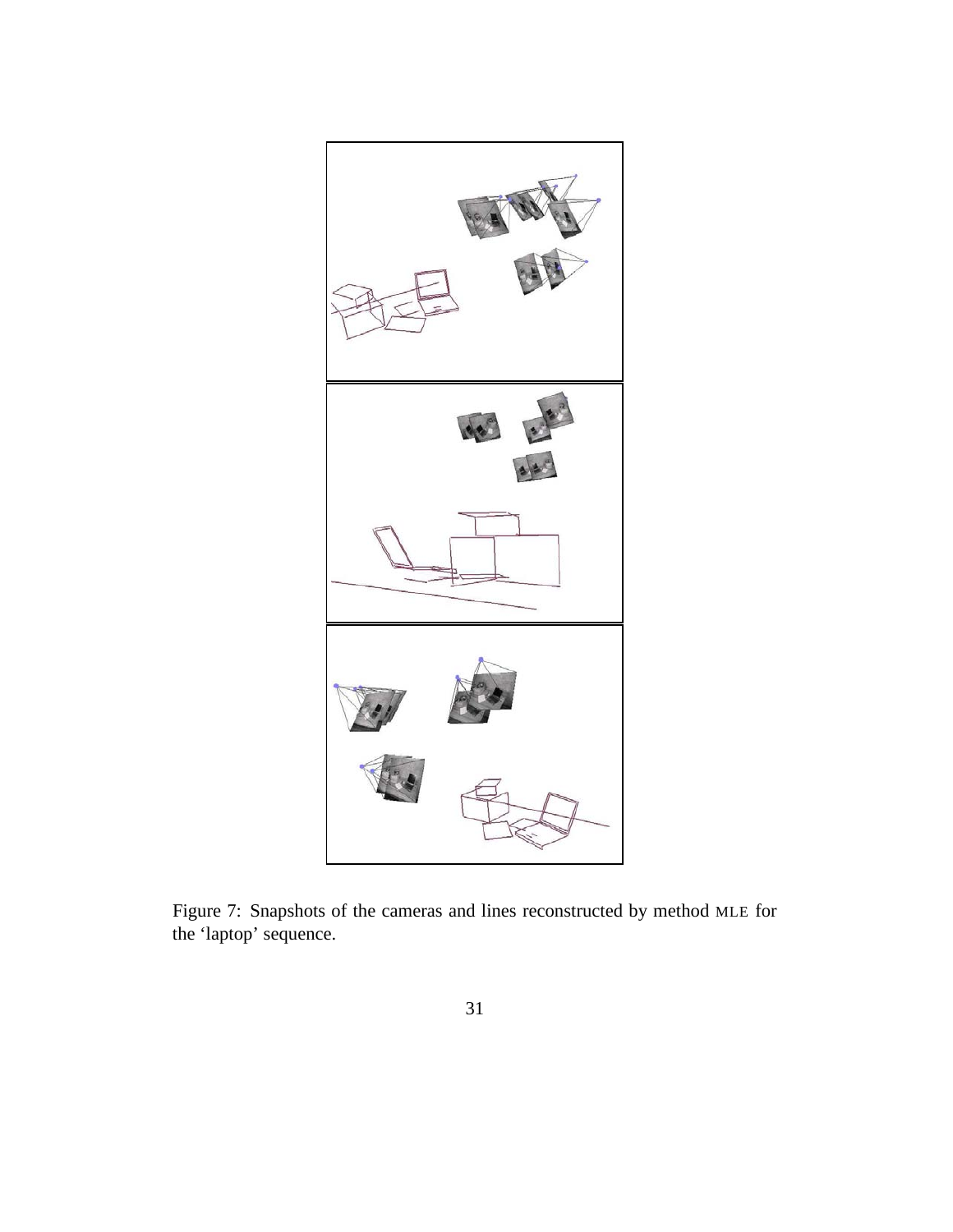Figure 7: Snapshots of the cameras and lines reconstructed by method MLE for the 'laptop' sequence.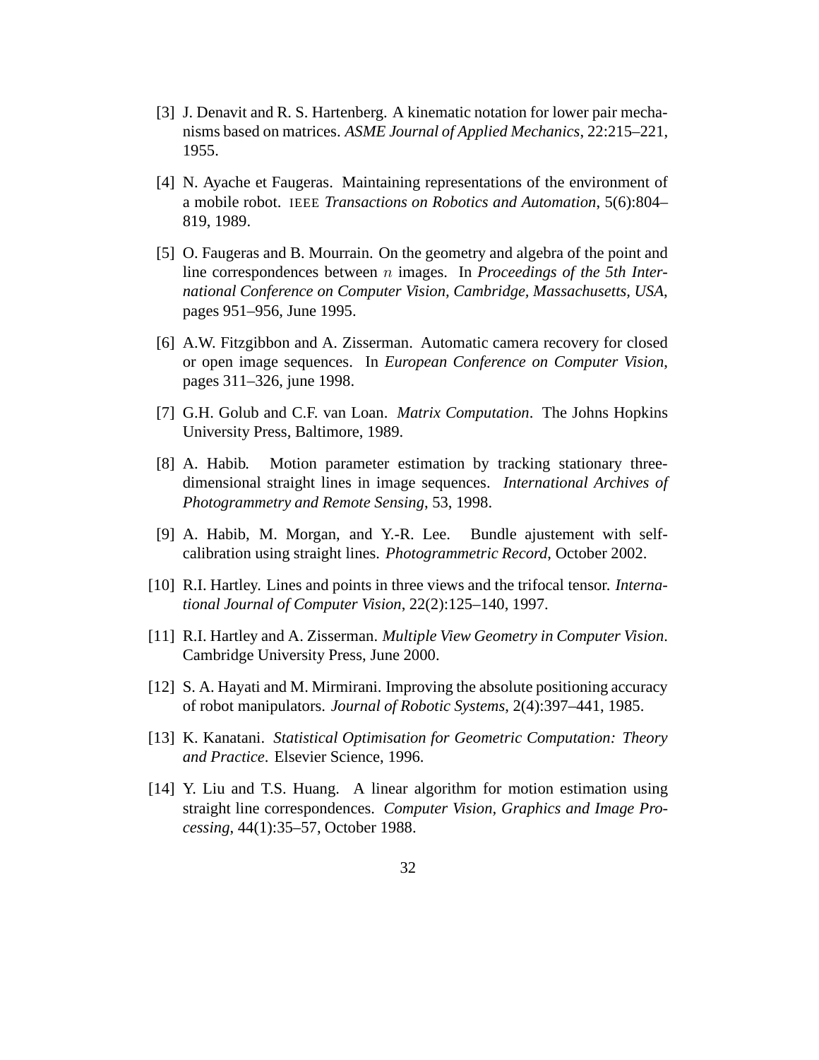[3] J. Denavit and R. S. Hartenberg. A kinematic notation for lower pair mechanisms based on matrices. *ASME Journal of Applied Mechanics*, 22:215–221, 1955.

[4] N. Ayache et Faugeras. Maintaining representations of the environment of a mobile robot. IEEE *Transactions on Robotics and Automation*, 5(6):804–819, 1989.

[5] O. Faugeras and B. Mourrain. On the geometry and algebra of the point and line correspondences between $n$ images. In *Proceedings of the 5th International Conference on Computer Vision, Cambridge, Massachusetts, USA*, pages 951–956, June 1995.

[6] A.W. Fitzgibbon and A. Zisserman. Automatic camera recovery for closed or open image sequences. In *European Conference on Computer Vision*, pages 311–326, june 1998.

[7] G.H. Golub and C.F. van Loan. *Matrix Computation*. The Johns Hopkins University Press, Baltimore, 1989.

[8] A. Habib. Motion parameter estimation by tracking stationary three-dimensional straight lines in image sequences. *International Archives of Photogrammetry and Remote Sensing*, 53, 1998.

[9] A. Habib, M. Morgan, and Y.-R. Lee. Bundle ajustement with self-calibration using straight lines. *Photogrammetric Record*, October 2002.

[10] R.I. Hartley. Lines and points in three views and the trifocal tensor. *International Journal of Computer Vision*, 22(2):125–140, 1997.

[11] R.I. Hartley and A. Zisserman. *Multiple View Geometry in Computer Vision*. Cambridge University Press, June 2000.

[12] S. A. Hayati and M. Mirmirani. Improving the absolute positioning accuracy of robot manipulators. *Journal of Robotic Systems*, 2(4):397–441, 1985.

[13] K. Kanatani. *Statistical Optimisation for Geometric Computation: Theory and Practice*. Elsevier Science, 1996.

[14] Y. Liu and T.S. Huang. A linear algorithm for motion estimation using straight line correspondences. *Computer Vision, Graphics and Image Processing*, 44(1):35–57, October 1988.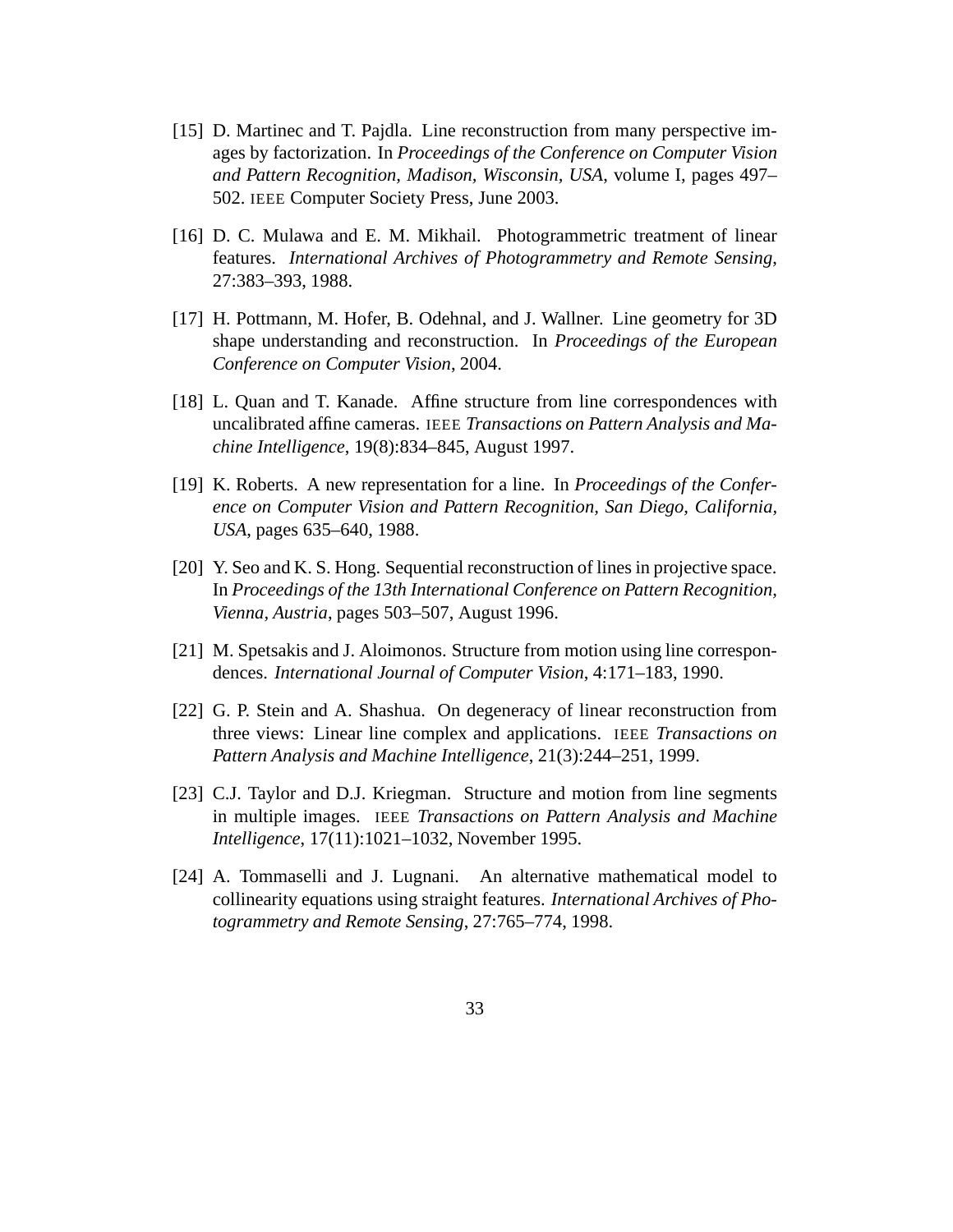[15] D. Martinec and T. Pajdla. Line reconstruction from many perspective images by factorization. In *Proceedings of the Conference on Computer Vision and Pattern Recognition, Madison, Wisconsin, USA*, volume I, pages 497–502. IEEE Computer Society Press, June 2003.

[16] D. C. Mulawa and E. M. Mikhail. Photogrammetric treatment of linear features. *International Archives of Photogrammetry and Remote Sensing*, 27:383–393, 1988.

[17] H. Pottmann, M. Hofer, B. Odehnal, and J. Wallner. Line geometry for 3D shape understanding and reconstruction. In *Proceedings of the European Conference on Computer Vision*, 2004.

[18] L. Quan and T. Kanade. Affine structure from line correspondences with uncalibrated affine cameras. IEEE *Transactions on Pattern Analysis and Machine Intelligence*, 19(8):834–845, August 1997.

[19] K. Roberts. A new representation for a line. In *Proceedings of the Conference on Computer Vision and Pattern Recognition, San Diego, California, USA*, pages 635–640, 1988.

[20] Y. Seo and K. S. Hong. Sequential reconstruction of lines in projective space. In *Proceedings of the 13th International Conference on Pattern Recognition, Vienna, Austria*, pages 503–507, August 1996.

[21] M. Spetsakis and J. Aloimonos. Structure from motion using line correspondences. *International Journal of Computer Vision*, 4:171–183, 1990.

[22] G. P. Stein and A. Shashua. On degeneracy of linear reconstruction from three views: Linear line complex and applications. IEEE *Transactions on Pattern Analysis and Machine Intelligence*, 21(3):244–251, 1999.

[23] C.J. Taylor and D.J. Kriegman. Structure and motion from line segments in multiple images. IEEE *Transactions on Pattern Analysis and Machine Intelligence*, 17(11):1021–1032, November 1995.

[24] A. Tommaselli and J. Lugnani. An alternative mathematical model to collinearity equations using straight features. *International Archives of Photogrammetry and Remote Sensing*, 27:765–774, 1998.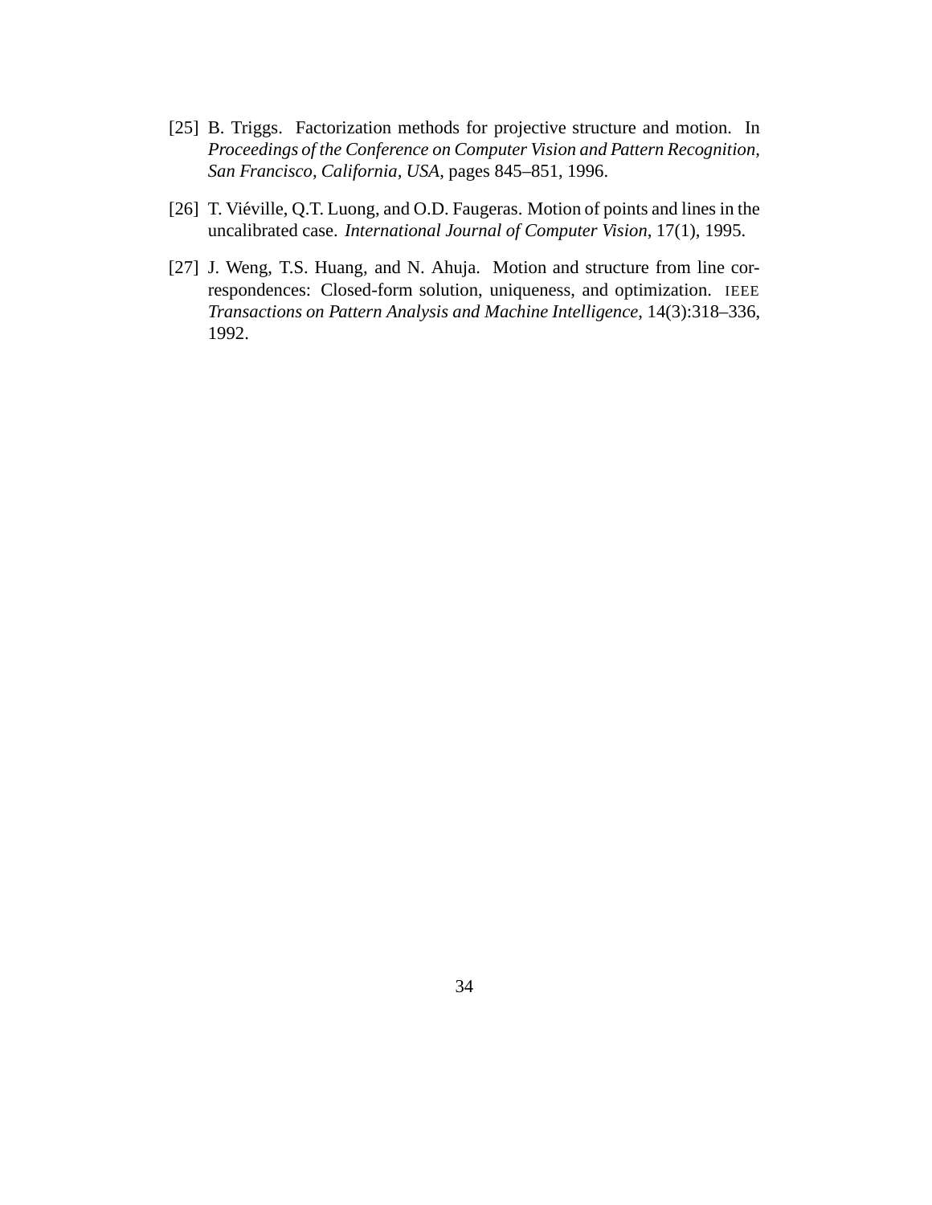[25] B. Triggs. Factorization methods for projective structure and motion. In *Proceedings of the Conference on Computer Vision and Pattern Recognition, San Francisco, California, USA*, pages 845–851, 1996.

[26] T. Viéville, Q.T. Luong, and O.D. Faugeras. Motion of points and lines in the uncalibrated case. *International Journal of Computer Vision*, 17(1), 1995.

[27] J. Weng, T.S. Huang, and N. Ahuja. Motion and structure from line correspondences: Closed-form solution, uniqueness, and optimization. IEEE *Transactions on Pattern Analysis and Machine Intelligence*, 14(3):318–336, 1992.